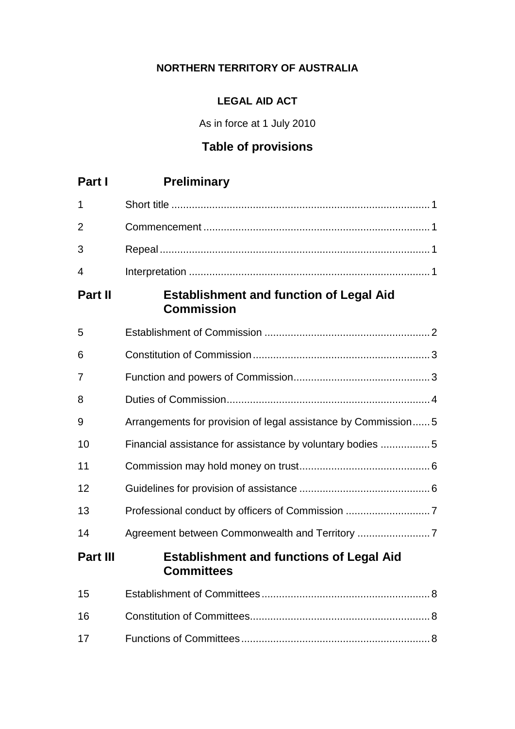**NORTHERN TERRITORY OF AUSTRALIA**

**LEGAL AID ACT**

As in force at 1 July 2010

## Table of provisions

## Part I Preliminary

| | | |
|---|---|---|
| 1 | Short title | 1 |
| 2 | Commencement | 1 |
| 3 | Repeal | 1 |
| 4 | Interpretation | 1 |

## Part II Establishment and function of Legal Aid Commission

| | | |
|---|---|---|
| 5 | Establishment of Commission | 2 |
| 6 | Constitution of Commission | 3 |
| 7 | Function and powers of Commission | 3 |
| 8 | Duties of Commission | 4 |
| 9 | Arrangements for provision of legal assistance by Commission | 5 |
| 10 | Financial assistance for assistance by voluntary bodies | 5 |
| 11 | Commission may hold money on trust | 6 |
| 12 | Guidelines for provision of assistance | 6 |
| 13 | Professional conduct by officers of Commission | 7 |
| 14 | Agreement between Commonwealth and Territory | 7 |

## Part III Establishment and functions of Legal Aid Committees

| | | |
|---|---|---|
| 15 | Establishment of Committees | 8 |
| 16 | Constitution of Committees | 8 |
| 17 | Functions of Committees | 8 |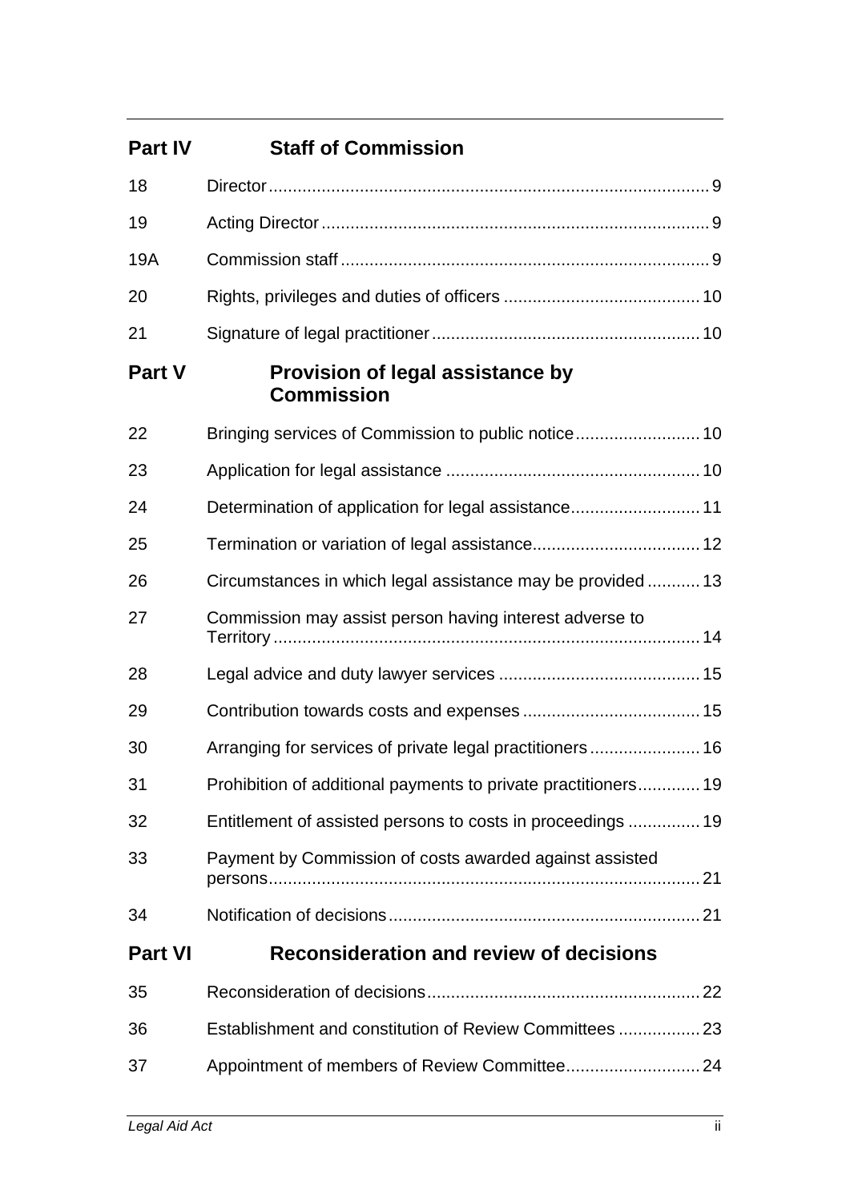| Part IV | Staff of Commission | |
|---|---|---|
| 18 | Director | 9 |
| 19 | Acting Director | 9 |
| 19A | Commission staff | 9 |
| 20 | Rights, privileges and duties of officers | 10 |
| 21 | Signature of legal practitioner | 10 |
| **Part V** | **Provision of legal assistance by Commission** | |
| 22 | Bringing services of Commission to public notice | 10 |
| 23 | Application for legal assistance | 10 |
| 24 | Determination of application for legal assistance | 11 |
| 25 | Termination or variation of legal assistance | 12 |
| 26 | Circumstances in which legal assistance may be provided | 13 |
| 27 | Commission may assist person having interest adverse to Territory | 14 |
| 28 | Legal advice and duty lawyer services | 15 |
| 29 | Contribution towards costs and expenses | 15 |
| 30 | Arranging for services of private legal practitioners | 16 |
| 31 | Prohibition of additional payments to private practitioners | 19 |
| 32 | Entitlement of assisted persons to costs in proceedings | 19 |
| 33 | Payment by Commission of costs awarded against assisted persons | 21 |
| 34 | Notification of decisions | 21 |
| **Part VI** | **Reconsideration and review of decisions** | |
| 35 | Reconsideration of decisions | 22 |
| 36 | Establishment and constitution of Review Committees | 23 |
| 37 | Appointment of members of Review Committee | 24 |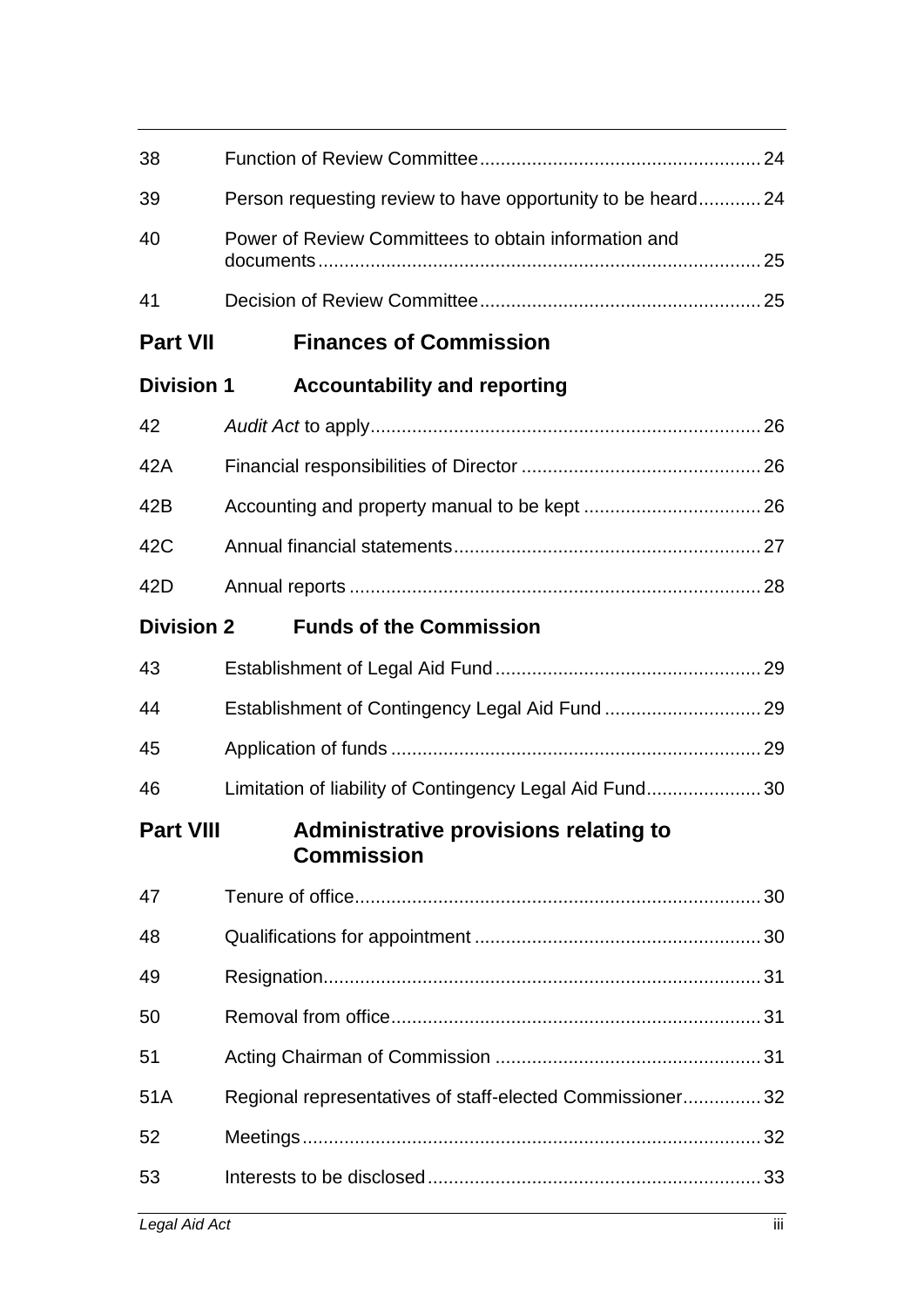| | | |
|---|---|---|
| 38 | Function of Review Committee | 24 |
| 39 | Person requesting review to have opportunity to be heard | 24 |
| 40 | Power of Review Committees to obtain information and documents | 25 |
| 41 | Decision of Review Committee | 25 |

**Part VII Finances of Commission**

**Division 1 Accountability and reporting**

| | | |
|---|---|---|
| 42 | *Audit Act* to apply | 26 |
| 42A | Financial responsibilities of Director | 26 |
| 42B | Accounting and property manual to be kept | 26 |
| 42C | Annual financial statements | 27 |
| 42D | Annual reports | 28 |

**Division 2 Funds of the Commission**

| | | |
|---|---|---|
| 43 | Establishment of Legal Aid Fund | 29 |
| 44 | Establishment of Contingency Legal Aid Fund | 29 |
| 45 | Application of funds | 29 |
| 46 | Limitation of liability of Contingency Legal Aid Fund | 30 |

**Part VIII Administrative provisions relating to Commission**

| | | |
|---|---|---|
| 47 | Tenure of office | 30 |
| 48 | Qualifications for appointment | 30 |
| 49 | Resignation | 31 |
| 50 | Removal from office | 31 |
| 51 | Acting Chairman of Commission | 31 |
| 51A | Regional representatives of staff-elected Commissioner | 32 |
| 52 | Meetings | 32 |
| 53 | Interests to be disclosed | 33 |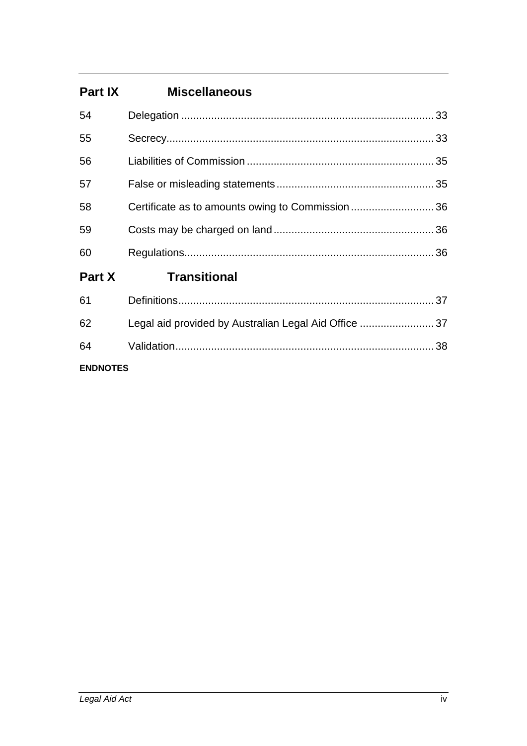## Part IX Miscellaneous

| | | |
|---|---|---|
| 54 | Delegation | 33 |
| 55 | Secrecy | 33 |
| 56 | Liabilities of Commission | 35 |
| 57 | False or misleading statements | 35 |
| 58 | Certificate as to amounts owing to Commission | 36 |
| 59 | Costs may be charged on land | 36 |
| 60 | Regulations | 36 |

## Part X Transitional

| | | |
|---|---|---|
| 61 | Definitions | 37 |
| 62 | Legal aid provided by Australian Legal Aid Office | 37 |
| 64 | Validation | 38 |

**ENDNOTES**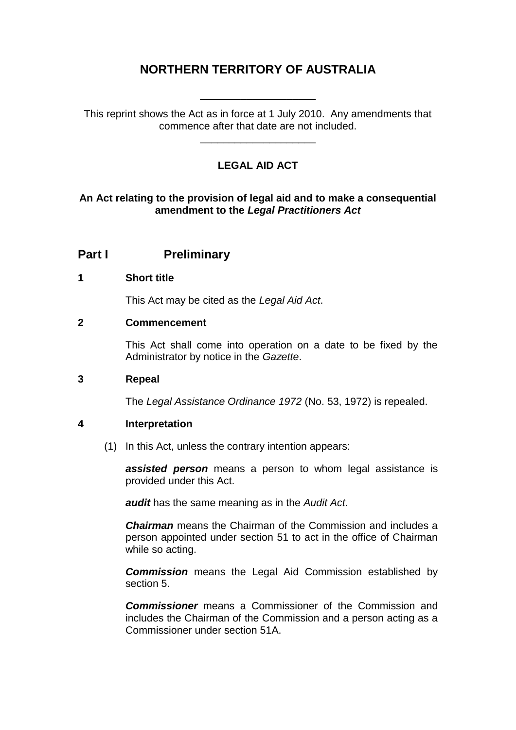# NORTHERN TERRITORY OF AUSTRALIA

\_\_\_\_\_\_\_\_\_\_\_\_\_\_\_\_\_\_\_\_

This reprint shows the Act as in force at 1 July 2010. Any amendments that commence after that date are not included.

\_\_\_\_\_\_\_\_\_\_\_\_\_\_\_\_\_\_\_\_

## LEGAL AID ACT

**An Act relating to the provision of legal aid and to make a consequential amendment to the *Legal Practitioners Act***

## Part I Preliminary

### 1 Short title

This Act may be cited as the *Legal Aid Act*.

### 2 Commencement

This Act shall come into operation on a date to be fixed by the Administrator by notice in the *Gazette*.

### 3 Repeal

The *Legal Assistance Ordinance 1972* (No. 53, 1972) is repealed.

### 4 Interpretation

(1) In this Act, unless the contrary intention appears:

***assisted person*** means a person to whom legal assistance is provided under this Act.

***audit*** has the same meaning as in the *Audit Act*.

***Chairman*** means the Chairman of the Commission and includes a person appointed under section 51 to act in the office of Chairman while so acting.

***Commission*** means the Legal Aid Commission established by section 5.

***Commissioner*** means a Commissioner of the Commission and includes the Chairman of the Commission and a person acting as a Commissioner under section 51A.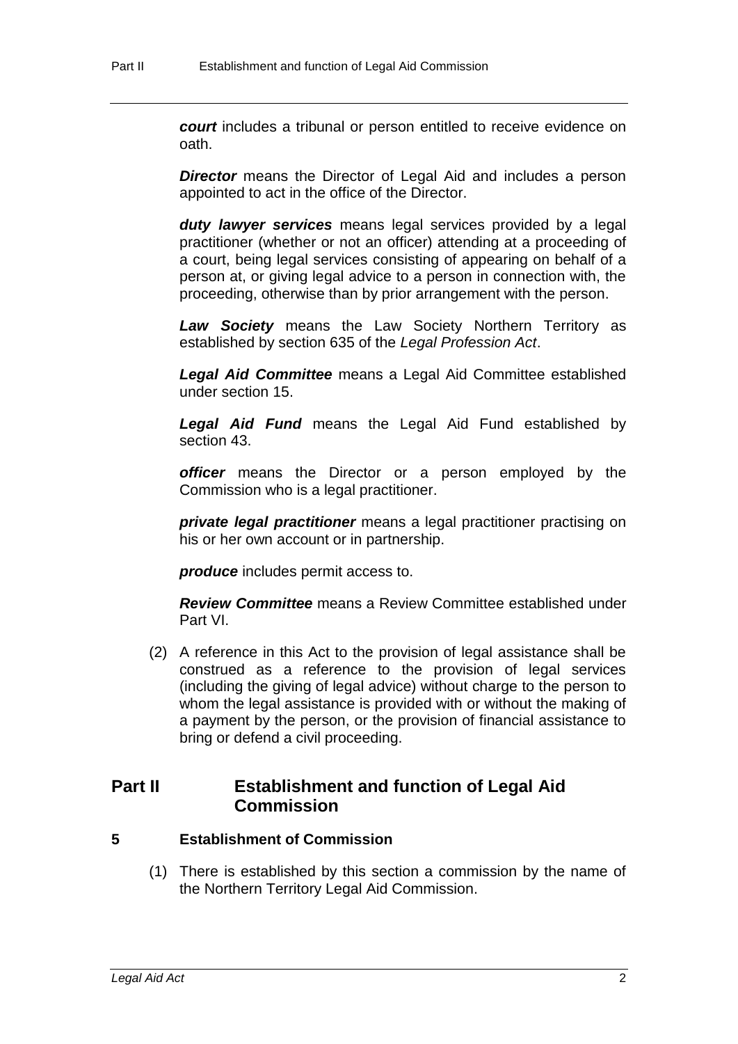***court*** includes a tribunal or person entitled to receive evidence on oath.

***Director*** means the Director of Legal Aid and includes a person appointed to act in the office of the Director.

***duty lawyer services*** means legal services provided by a legal practitioner (whether or not an officer) attending at a proceeding of a court, being legal services consisting of appearing on behalf of a person at, or giving legal advice to a person in connection with, the proceeding, otherwise than by prior arrangement with the person.

***Law Society*** means the Law Society Northern Territory as established by section 635 of the *Legal Profession Act*.

***Legal Aid Committee*** means a Legal Aid Committee established under section 15.

***Legal Aid Fund*** means the Legal Aid Fund established by section 43.

***officer*** means the Director or a person employed by the Commission who is a legal practitioner.

***private legal practitioner*** means a legal practitioner practising on his or her own account or in partnership.

***produce*** includes permit access to.

***Review Committee*** means a Review Committee established under Part VI.

(2) A reference in this Act to the provision of legal assistance shall be construed as a reference to the provision of legal services (including the giving of legal advice) without charge to the person to whom the legal assistance is provided with or without the making of a payment by the person, or the provision of financial assistance to bring or defend a civil proceeding.

## Part II Establishment and function of Legal Aid Commission

### 5 Establishment of Commission

(1) There is established by this section a commission by the name of the Northern Territory Legal Aid Commission.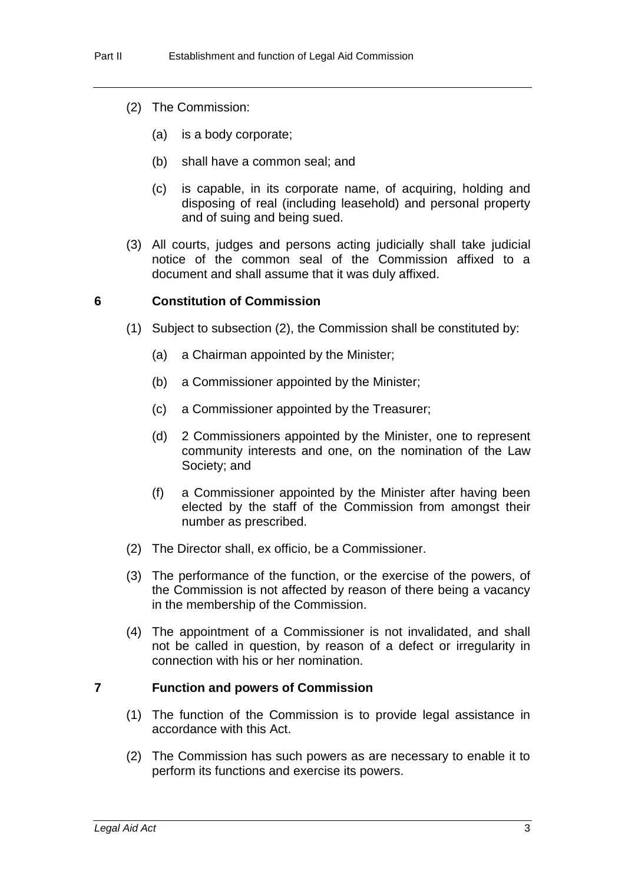(2) The Commission:

(a) is a body corporate;

(b) shall have a common seal; and

(c) is capable, in its corporate name, of acquiring, holding and disposing of real (including leasehold) and personal property and of suing and being sued.

(3) All courts, judges and persons acting judicially shall take judicial notice of the common seal of the Commission affixed to a document and shall assume that it was duly affixed.

### 6 Constitution of Commission

(1) Subject to subsection (2), the Commission shall be constituted by:

(a) a Chairman appointed by the Minister;

(b) a Commissioner appointed by the Minister;

(c) a Commissioner appointed by the Treasurer;

(d) 2 Commissioners appointed by the Minister, one to represent community interests and one, on the nomination of the Law Society; and

(f) a Commissioner appointed by the Minister after having been elected by the staff of the Commission from amongst their number as prescribed.

(2) The Director shall, ex officio, be a Commissioner.

(3) The performance of the function, or the exercise of the powers, of the Commission is not affected by reason of there being a vacancy in the membership of the Commission.

(4) The appointment of a Commissioner is not invalidated, and shall not be called in question, by reason of a defect or irregularity in connection with his or her nomination.

### 7 Function and powers of Commission

(1) The function of the Commission is to provide legal assistance in accordance with this Act.

(2) The Commission has such powers as are necessary to enable it to perform its functions and exercise its powers.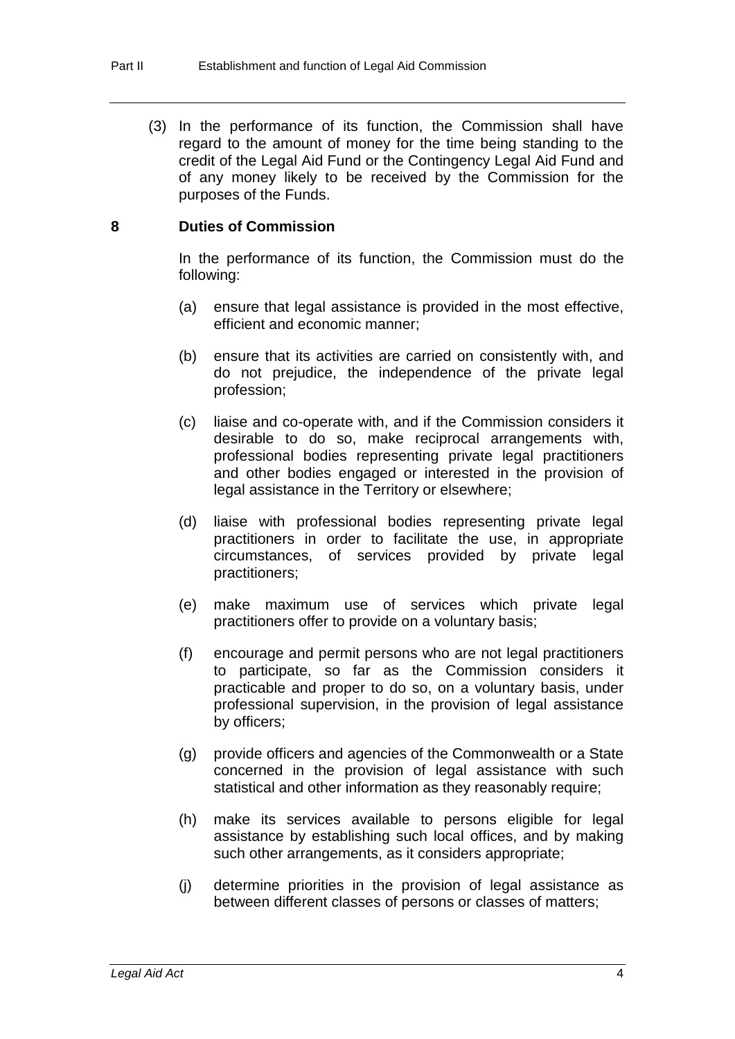(3) In the performance of its function, the Commission shall have regard to the amount of money for the time being standing to the credit of the Legal Aid Fund or the Contingency Legal Aid Fund and of any money likely to be received by the Commission for the purposes of the Funds.

## 8 Duties of Commission

In the performance of its function, the Commission must do the following:

(a) ensure that legal assistance is provided in the most effective, efficient and economic manner;

(b) ensure that its activities are carried on consistently with, and do not prejudice, the independence of the private legal profession;

(c) liaise and co-operate with, and if the Commission considers it desirable to do so, make reciprocal arrangements with, professional bodies representing private legal practitioners and other bodies engaged or interested in the provision of legal assistance in the Territory or elsewhere;

(d) liaise with professional bodies representing private legal practitioners in order to facilitate the use, in appropriate circumstances, of services provided by private legal practitioners;

(e) make maximum use of services which private legal practitioners offer to provide on a voluntary basis;

(f) encourage and permit persons who are not legal practitioners to participate, so far as the Commission considers it practicable and proper to do so, on a voluntary basis, under professional supervision, in the provision of legal assistance by officers;

(g) provide officers and agencies of the Commonwealth or a State concerned in the provision of legal assistance with such statistical and other information as they reasonably require;

(h) make its services available to persons eligible for legal assistance by establishing such local offices, and by making such other arrangements, as it considers appropriate;

(j) determine priorities in the provision of legal assistance as between different classes of persons or classes of matters;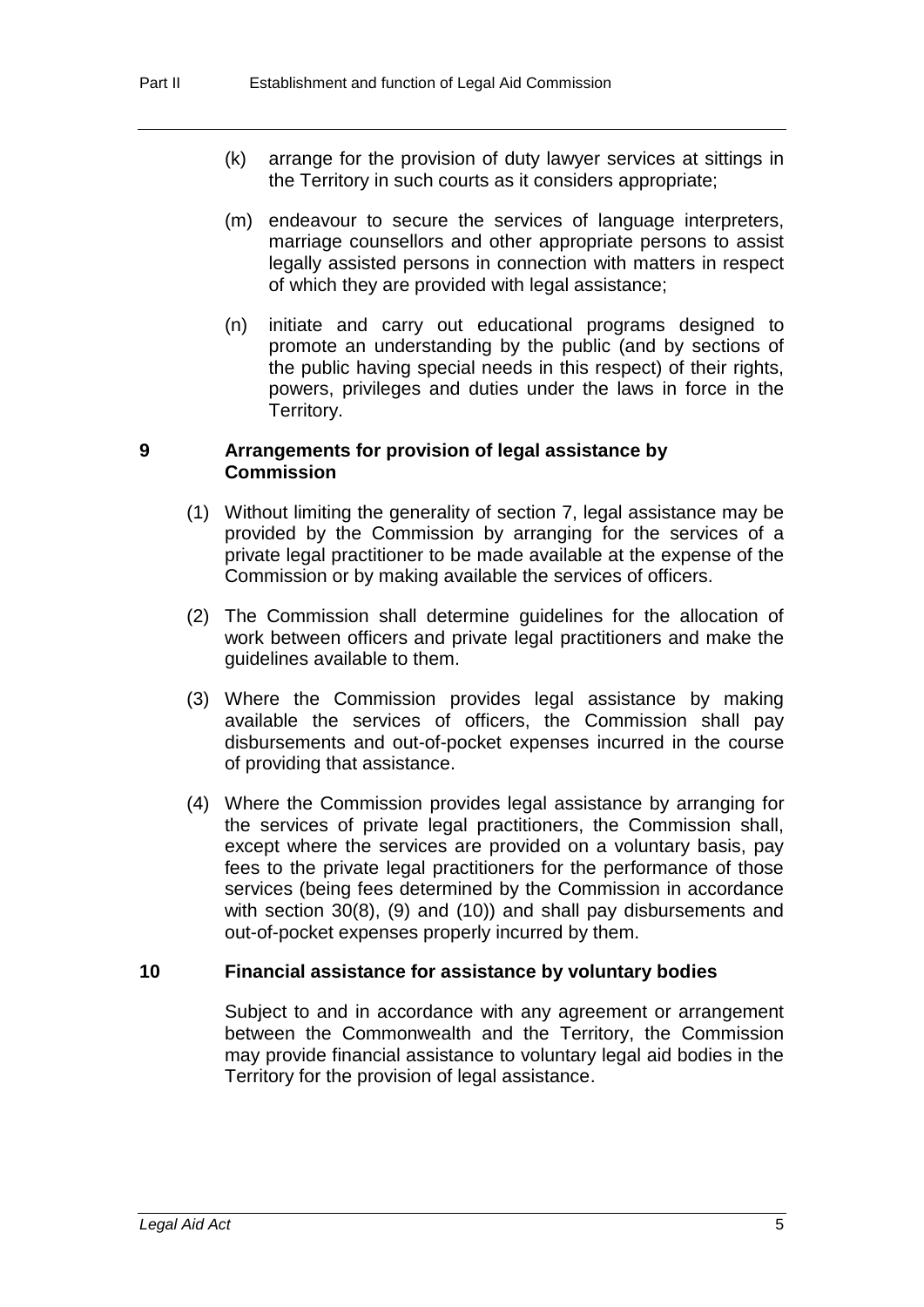(k) arrange for the provision of duty lawyer services at sittings in the Territory in such courts as it considers appropriate;

(m) endeavour to secure the services of language interpreters, marriage counsellors and other appropriate persons to assist legally assisted persons in connection with matters in respect of which they are provided with legal assistance;

(n) initiate and carry out educational programs designed to promote an understanding by the public (and by sections of the public having special needs in this respect) of their rights, powers, privileges and duties under the laws in force in the Territory.

## 9 Arrangements for provision of legal assistance by Commission

(1) Without limiting the generality of section 7, legal assistance may be provided by the Commission by arranging for the services of a private legal practitioner to be made available at the expense of the Commission or by making available the services of officers.

(2) The Commission shall determine guidelines for the allocation of work between officers and private legal practitioners and make the guidelines available to them.

(3) Where the Commission provides legal assistance by making available the services of officers, the Commission shall pay disbursements and out-of-pocket expenses incurred in the course of providing that assistance.

(4) Where the Commission provides legal assistance by arranging for the services of private legal practitioners, the Commission shall, except where the services are provided on a voluntary basis, pay fees to the private legal practitioners for the performance of those services (being fees determined by the Commission in accordance with section 30(8), (9) and (10)) and shall pay disbursements and out-of-pocket expenses properly incurred by them.

## 10 Financial assistance for assistance by voluntary bodies

Subject to and in accordance with any agreement or arrangement between the Commonwealth and the Territory, the Commission may provide financial assistance to voluntary legal aid bodies in the Territory for the provision of legal assistance.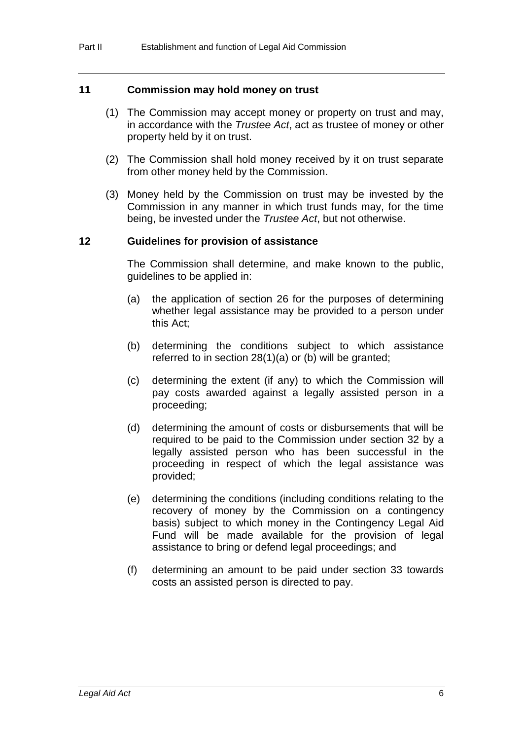### 11 Commission may hold money on trust

(1) The Commission may accept money or property on trust and may, in accordance with the *Trustee Act*, act as trustee of money or other property held by it on trust.

(2) The Commission shall hold money received by it on trust separate from other money held by the Commission.

(3) Money held by the Commission on trust may be invested by the Commission in any manner in which trust funds may, for the time being, be invested under the *Trustee Act*, but not otherwise.

### 12 Guidelines for provision of assistance

The Commission shall determine, and make known to the public, guidelines to be applied in:

(a) the application of section 26 for the purposes of determining whether legal assistance may be provided to a person under this Act;

(b) determining the conditions subject to which assistance referred to in section 28(1)(a) or (b) will be granted;

(c) determining the extent (if any) to which the Commission will pay costs awarded against a legally assisted person in a proceeding;

(d) determining the amount of costs or disbursements that will be required to be paid to the Commission under section 32 by a legally assisted person who has been successful in the proceeding in respect of which the legal assistance was provided;

(e) determining the conditions (including conditions relating to the recovery of money by the Commission on a contingency basis) subject to which money in the Contingency Legal Aid Fund will be made available for the provision of legal assistance to bring or defend legal proceedings; and

(f) determining an amount to be paid under section 33 towards costs an assisted person is directed to pay.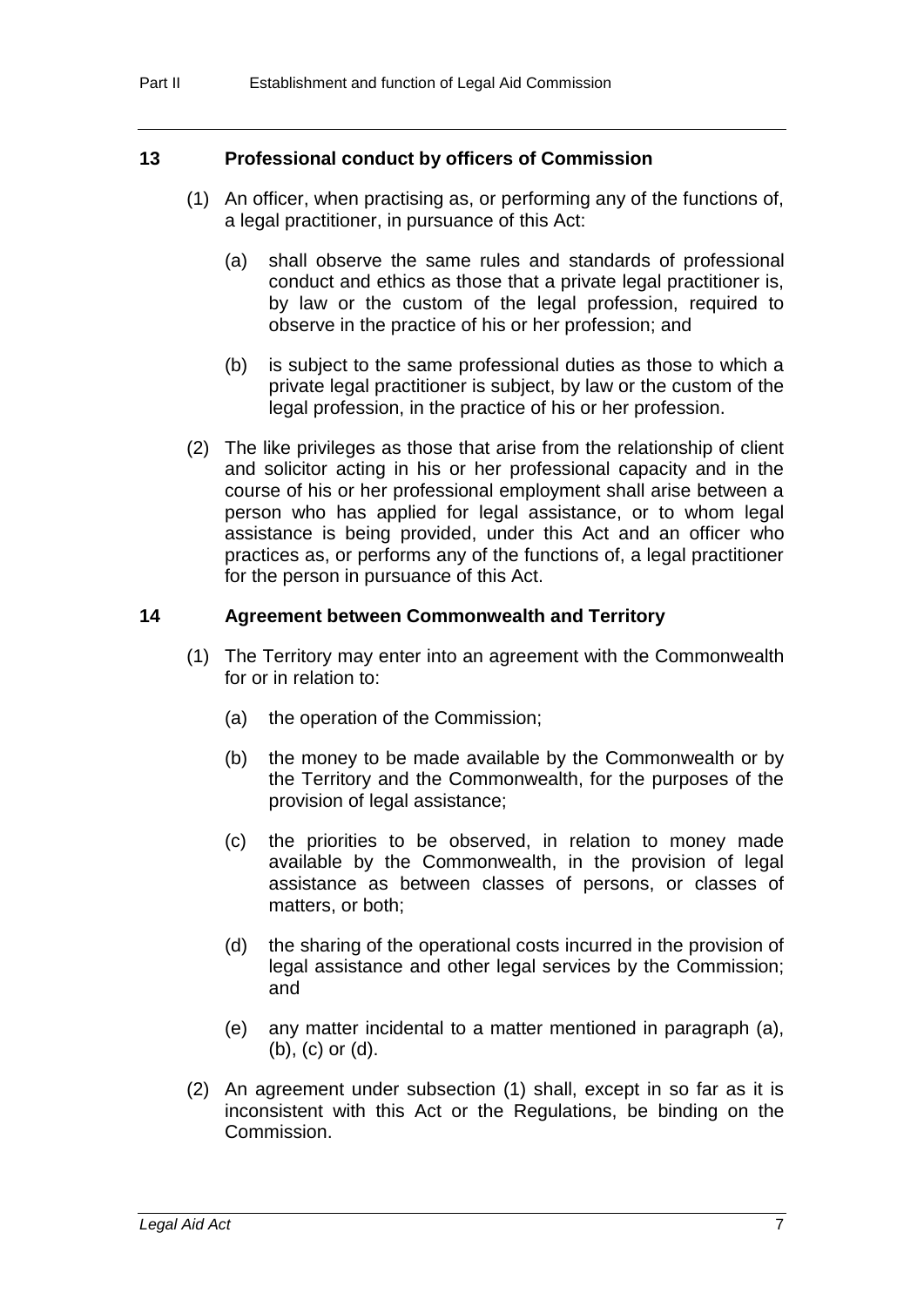### 13 Professional conduct by officers of Commission

(1) An officer, when practising as, or performing any of the functions of, a legal practitioner, in pursuance of this Act:

(a) shall observe the same rules and standards of professional conduct and ethics as those that a private legal practitioner is, by law or the custom of the legal profession, required to observe in the practice of his or her profession; and

(b) is subject to the same professional duties as those to which a private legal practitioner is subject, by law or the custom of the legal profession, in the practice of his or her profession.

(2) The like privileges as those that arise from the relationship of client and solicitor acting in his or her professional capacity and in the course of his or her professional employment shall arise between a person who has applied for legal assistance, or to whom legal assistance is being provided, under this Act and an officer who practices as, or performs any of the functions of, a legal practitioner for the person in pursuance of this Act.

### 14 Agreement between Commonwealth and Territory

(1) The Territory may enter into an agreement with the Commonwealth for or in relation to:

(a) the operation of the Commission;

(b) the money to be made available by the Commonwealth or by the Territory and the Commonwealth, for the purposes of the provision of legal assistance;

(c) the priorities to be observed, in relation to money made available by the Commonwealth, in the provision of legal assistance as between classes of persons, or classes of matters, or both;

(d) the sharing of the operational costs incurred in the provision of legal assistance and other legal services by the Commission; and

(e) any matter incidental to a matter mentioned in paragraph (a), (b), (c) or (d).

(2) An agreement under subsection (1) shall, except in so far as it is inconsistent with this Act or the Regulations, be binding on the Commission.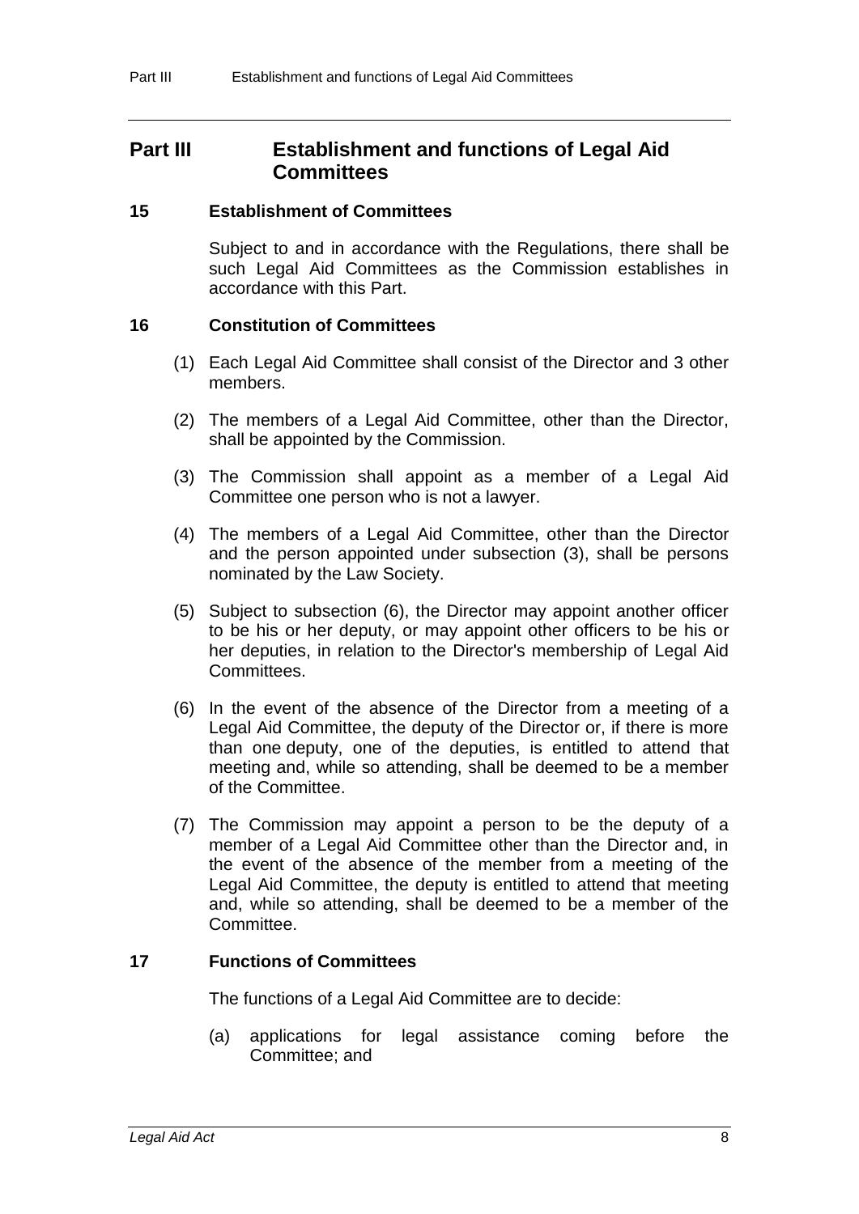## Part III Establishment and functions of Legal Aid Committees

### 15 Establishment of Committees

Subject to and in accordance with the Regulations, there shall be such Legal Aid Committees as the Commission establishes in accordance with this Part.

### 16 Constitution of Committees

(1) Each Legal Aid Committee shall consist of the Director and 3 other members.

(2) The members of a Legal Aid Committee, other than the Director, shall be appointed by the Commission.

(3) The Commission shall appoint as a member of a Legal Aid Committee one person who is not a lawyer.

(4) The members of a Legal Aid Committee, other than the Director and the person appointed under subsection (3), shall be persons nominated by the Law Society.

(5) Subject to subsection (6), the Director may appoint another officer to be his or her deputy, or may appoint other officers to be his or her deputies, in relation to the Director's membership of Legal Aid Committees.

(6) In the event of the absence of the Director from a meeting of a Legal Aid Committee, the deputy of the Director or, if there is more than one deputy, one of the deputies, is entitled to attend that meeting and, while so attending, shall be deemed to be a member of the Committee.

(7) The Commission may appoint a person to be the deputy of a member of a Legal Aid Committee other than the Director and, in the event of the absence of the member from a meeting of the Legal Aid Committee, the deputy is entitled to attend that meeting and, while so attending, shall be deemed to be a member of the Committee.

### 17 Functions of Committees

The functions of a Legal Aid Committee are to decide:

(a) applications for legal assistance coming before the Committee; and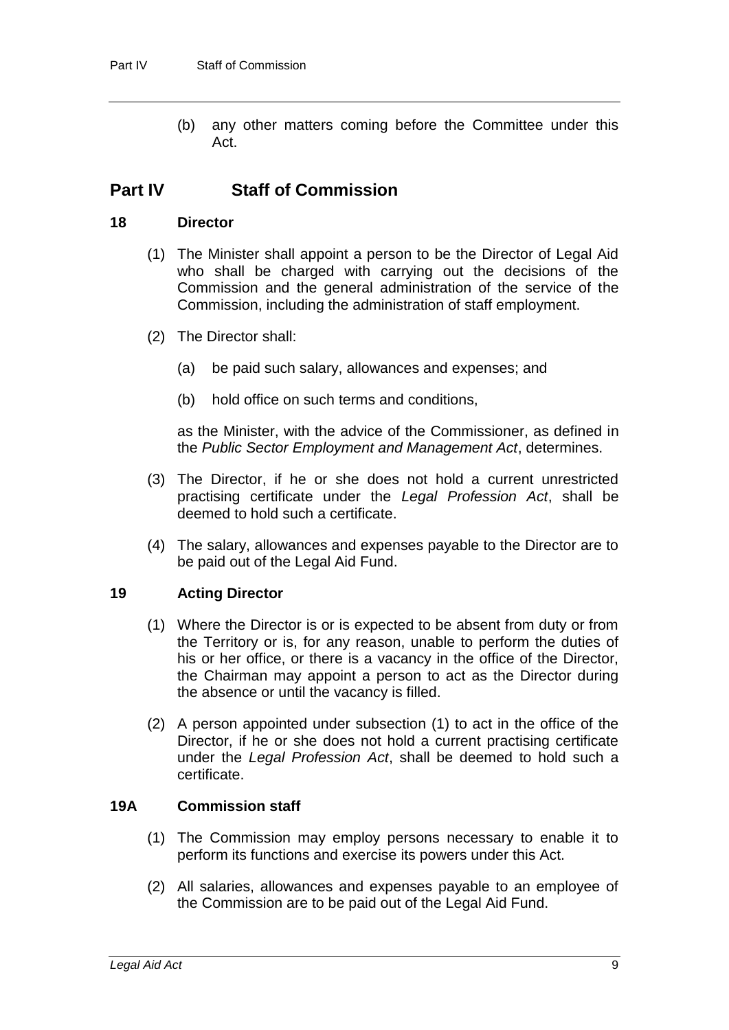(b) any other matters coming before the Committee under this Act.

## Part IV Staff of Commission

### 18 Director

(1) The Minister shall appoint a person to be the Director of Legal Aid who shall be charged with carrying out the decisions of the Commission and the general administration of the service of the Commission, including the administration of staff employment.

(2) The Director shall:

(a) be paid such salary, allowances and expenses; and

(b) hold office on such terms and conditions,

as the Minister, with the advice of the Commissioner, as defined in the *Public Sector Employment and Management Act*, determines.

(3) The Director, if he or she does not hold a current unrestricted practising certificate under the *Legal Profession Act*, shall be deemed to hold such a certificate.

(4) The salary, allowances and expenses payable to the Director are to be paid out of the Legal Aid Fund.

### 19 Acting Director

(1) Where the Director is or is expected to be absent from duty or from the Territory or is, for any reason, unable to perform the duties of his or her office, or there is a vacancy in the office of the Director, the Chairman may appoint a person to act as the Director during the absence or until the vacancy is filled.

(2) A person appointed under subsection (1) to act in the office of the Director, if he or she does not hold a current practising certificate under the *Legal Profession Act*, shall be deemed to hold such a certificate.

### 19A Commission staff

(1) The Commission may employ persons necessary to enable it to perform its functions and exercise its powers under this Act.

(2) All salaries, allowances and expenses payable to an employee of the Commission are to be paid out of the Legal Aid Fund.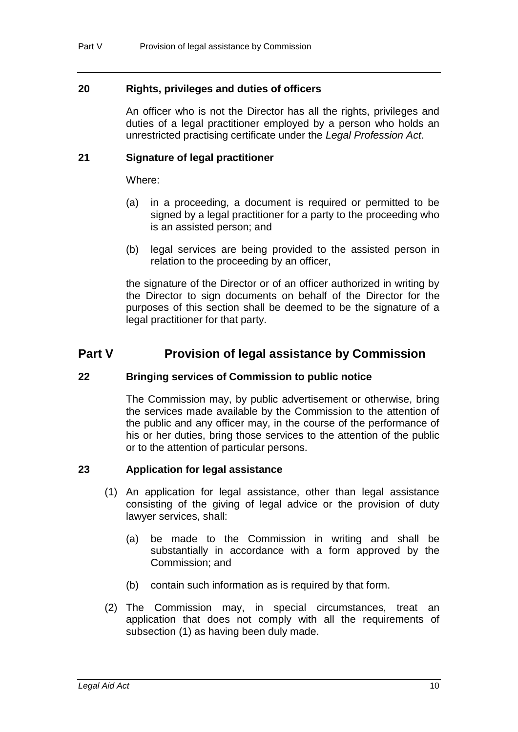### 20 Rights, privileges and duties of officers

An officer who is not the Director has all the rights, privileges and duties of a legal practitioner employed by a person who holds an unrestricted practising certificate under the *Legal Profession Act*.

### 21 Signature of legal practitioner

Where:

(a) in a proceeding, a document is required or permitted to be signed by a legal practitioner for a party to the proceeding who is an assisted person; and

(b) legal services are being provided to the assisted person in relation to the proceeding by an officer,

the signature of the Director or of an officer authorized in writing by the Director to sign documents on behalf of the Director for the purposes of this section shall be deemed to be the signature of a legal practitioner for that party.

## Part V Provision of legal assistance by Commission

### 22 Bringing services of Commission to public notice

The Commission may, by public advertisement or otherwise, bring the services made available by the Commission to the attention of the public and any officer may, in the course of the performance of his or her duties, bring those services to the attention of the public or to the attention of particular persons.

### 23 Application for legal assistance

(1) An application for legal assistance, other than legal assistance consisting of the giving of legal advice or the provision of duty lawyer services, shall:

(a) be made to the Commission in writing and shall be substantially in accordance with a form approved by the Commission; and

(b) contain such information as is required by that form.

(2) The Commission may, in special circumstances, treat an application that does not comply with all the requirements of subsection (1) as having been duly made.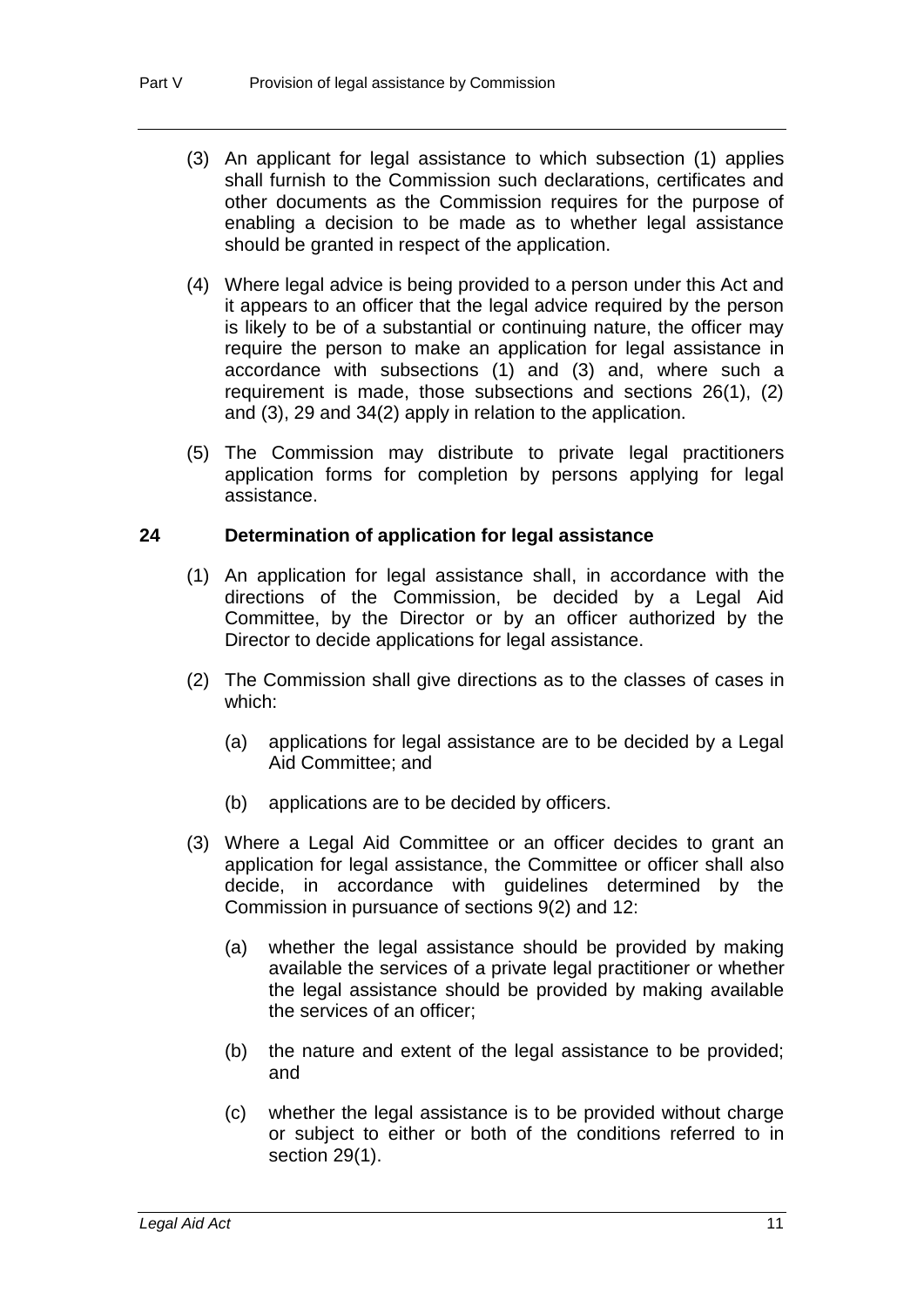(3) An applicant for legal assistance to which subsection (1) applies shall furnish to the Commission such declarations, certificates and other documents as the Commission requires for the purpose of enabling a decision to be made as to whether legal assistance should be granted in respect of the application.

(4) Where legal advice is being provided to a person under this Act and it appears to an officer that the legal advice required by the person is likely to be of a substantial or continuing nature, the officer may require the person to make an application for legal assistance in accordance with subsections (1) and (3) and, where such a requirement is made, those subsections and sections 26(1), (2) and (3), 29 and 34(2) apply in relation to the application.

(5) The Commission may distribute to private legal practitioners application forms for completion by persons applying for legal assistance.

### 24 Determination of application for legal assistance

(1) An application for legal assistance shall, in accordance with the directions of the Commission, be decided by a Legal Aid Committee, by the Director or by an officer authorized by the Director to decide applications for legal assistance.

(2) The Commission shall give directions as to the classes of cases in which:

(a) applications for legal assistance are to be decided by a Legal Aid Committee; and

(b) applications are to be decided by officers.

(3) Where a Legal Aid Committee or an officer decides to grant an application for legal assistance, the Committee or officer shall also decide, in accordance with guidelines determined by the Commission in pursuance of sections 9(2) and 12:

(a) whether the legal assistance should be provided by making available the services of a private legal practitioner or whether the legal assistance should be provided by making available the services of an officer;

(b) the nature and extent of the legal assistance to be provided; and

(c) whether the legal assistance is to be provided without charge or subject to either or both of the conditions referred to in section 29(1).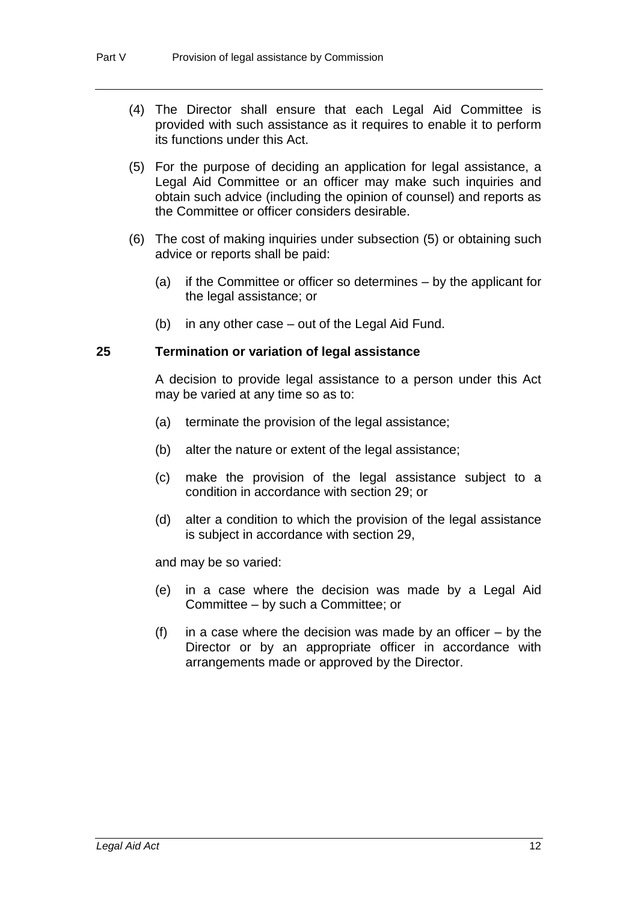(4) The Director shall ensure that each Legal Aid Committee is provided with such assistance as it requires to enable it to perform its functions under this Act.

(5) For the purpose of deciding an application for legal assistance, a Legal Aid Committee or an officer may make such inquiries and obtain such advice (including the opinion of counsel) and reports as the Committee or officer considers desirable.

(6) The cost of making inquiries under subsection (5) or obtaining such advice or reports shall be paid:

(a) if the Committee or officer so determines – by the applicant for the legal assistance; or

(b) in any other case – out of the Legal Aid Fund.

### 25 Termination or variation of legal assistance

A decision to provide legal assistance to a person under this Act may be varied at any time so as to:

(a) terminate the provision of the legal assistance;

(b) alter the nature or extent of the legal assistance;

(c) make the provision of the legal assistance subject to a condition in accordance with section 29; or

(d) alter a condition to which the provision of the legal assistance is subject in accordance with section 29,

and may be so varied:

(e) in a case where the decision was made by a Legal Aid Committee – by such a Committee; or

(f) in a case where the decision was made by an officer – by the Director or by an appropriate officer in accordance with arrangements made or approved by the Director.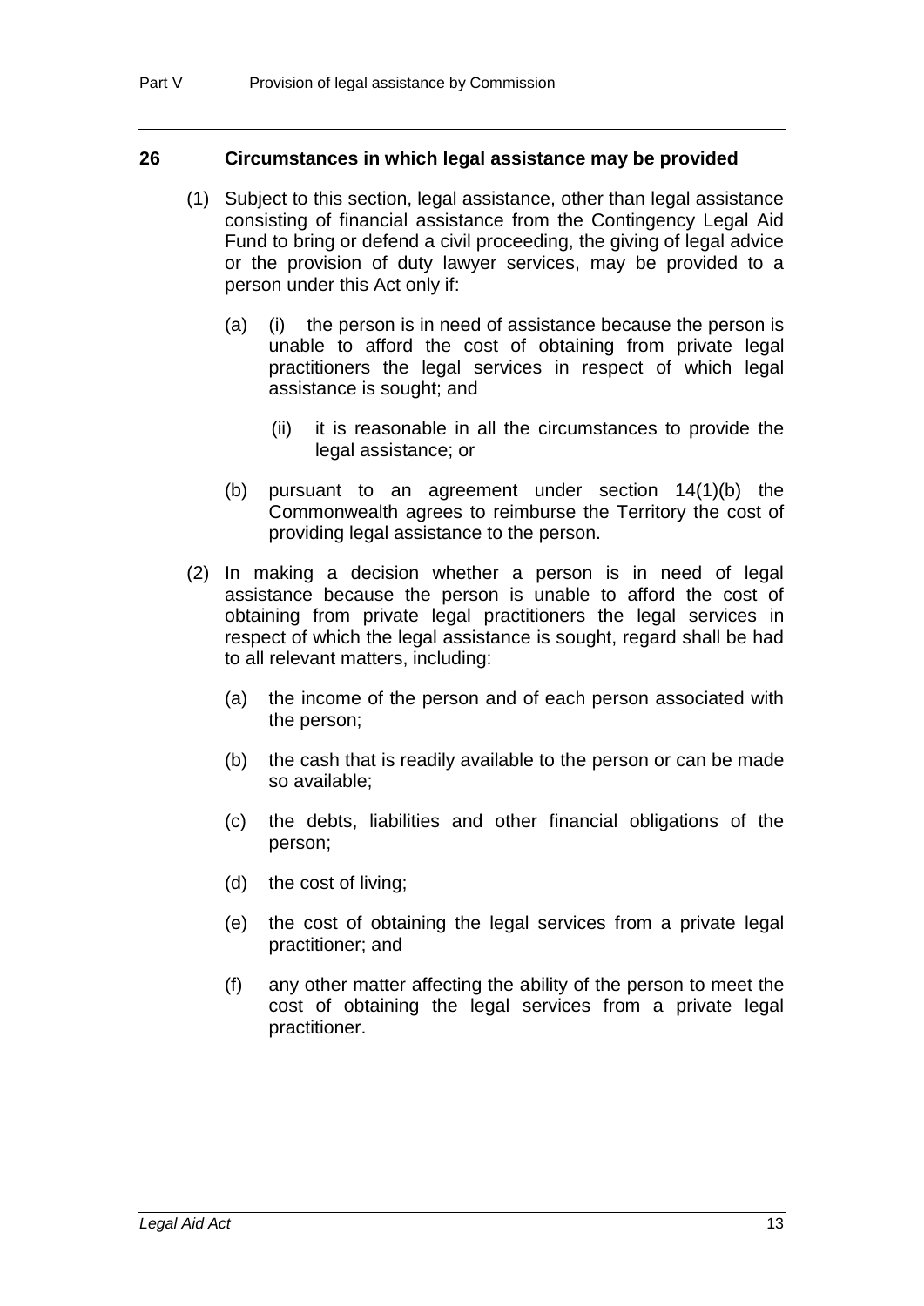## 26 Circumstances in which legal assistance may be provided

(1) Subject to this section, legal assistance, other than legal assistance consisting of financial assistance from the Contingency Legal Aid Fund to bring or defend a civil proceeding, the giving of legal advice or the provision of duty lawyer services, may be provided to a person under this Act only if:

(a) (i) the person is in need of assistance because the person is unable to afford the cost of obtaining from private legal practitioners the legal services in respect of which legal assistance is sought; and

(ii) it is reasonable in all the circumstances to provide the legal assistance; or

(b) pursuant to an agreement under section 14(1)(b) the Commonwealth agrees to reimburse the Territory the cost of providing legal assistance to the person.

(2) In making a decision whether a person is in need of legal assistance because the person is unable to afford the cost of obtaining from private legal practitioners the legal services in respect of which the legal assistance is sought, regard shall be had to all relevant matters, including:

(a) the income of the person and of each person associated with the person;

(b) the cash that is readily available to the person or can be made so available;

(c) the debts, liabilities and other financial obligations of the person;

(d) the cost of living;

(e) the cost of obtaining the legal services from a private legal practitioner; and

(f) any other matter affecting the ability of the person to meet the cost of obtaining the legal services from a private legal practitioner.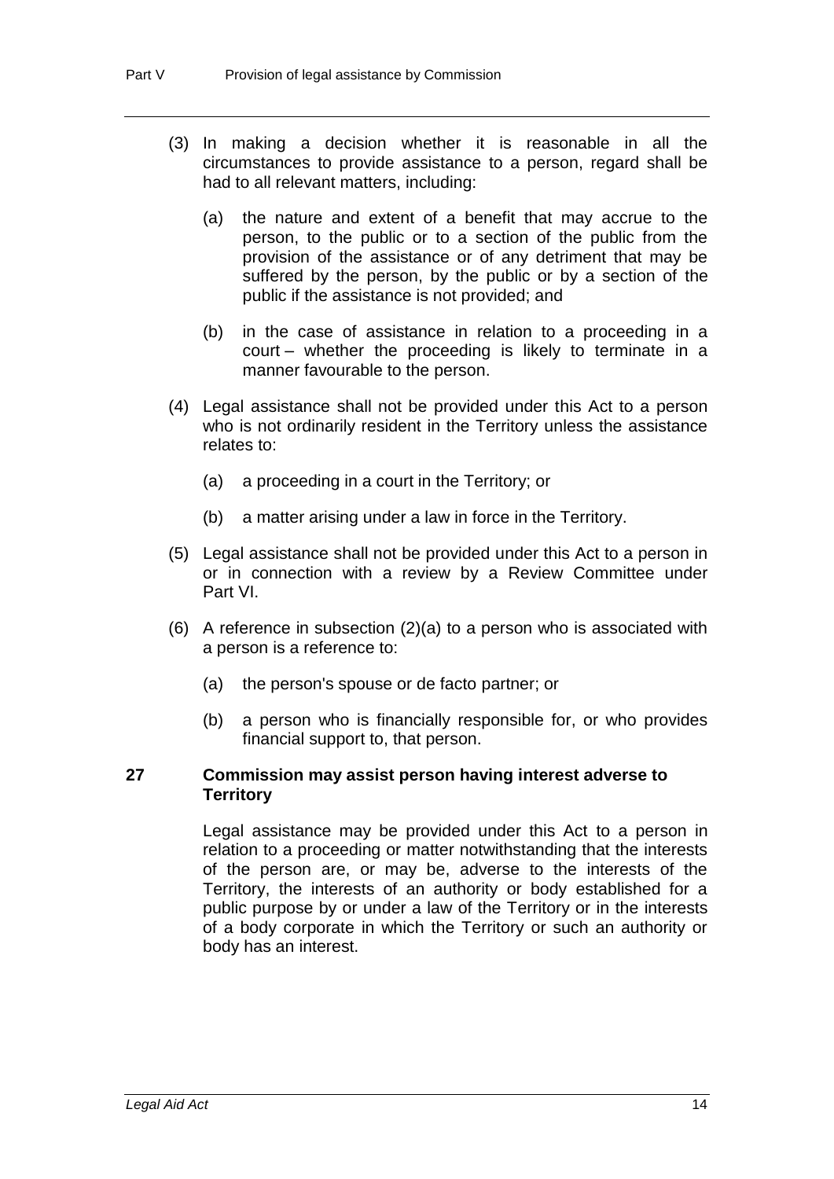(3) In making a decision whether it is reasonable in all the circumstances to provide assistance to a person, regard shall be had to all relevant matters, including:

(a) the nature and extent of a benefit that may accrue to the person, to the public or to a section of the public from the provision of the assistance or of any detriment that may be suffered by the person, by the public or by a section of the public if the assistance is not provided; and

(b) in the case of assistance in relation to a proceeding in a court – whether the proceeding is likely to terminate in a manner favourable to the person.

(4) Legal assistance shall not be provided under this Act to a person who is not ordinarily resident in the Territory unless the assistance relates to:

(a) a proceeding in a court in the Territory; or

(b) a matter arising under a law in force in the Territory.

(5) Legal assistance shall not be provided under this Act to a person in or in connection with a review by a Review Committee under Part VI.

(6) A reference in subsection (2)(a) to a person who is associated with a person is a reference to:

(a) the person's spouse or de facto partner; or

(b) a person who is financially responsible for, or who provides financial support to, that person.

### 27 Commission may assist person having interest adverse to Territory

Legal assistance may be provided under this Act to a person in relation to a proceeding or matter notwithstanding that the interests of the person are, or may be, adverse to the interests of the Territory, the interests of an authority or body established for a public purpose by or under a law of the Territory or in the interests of a body corporate in which the Territory or such an authority or body has an interest.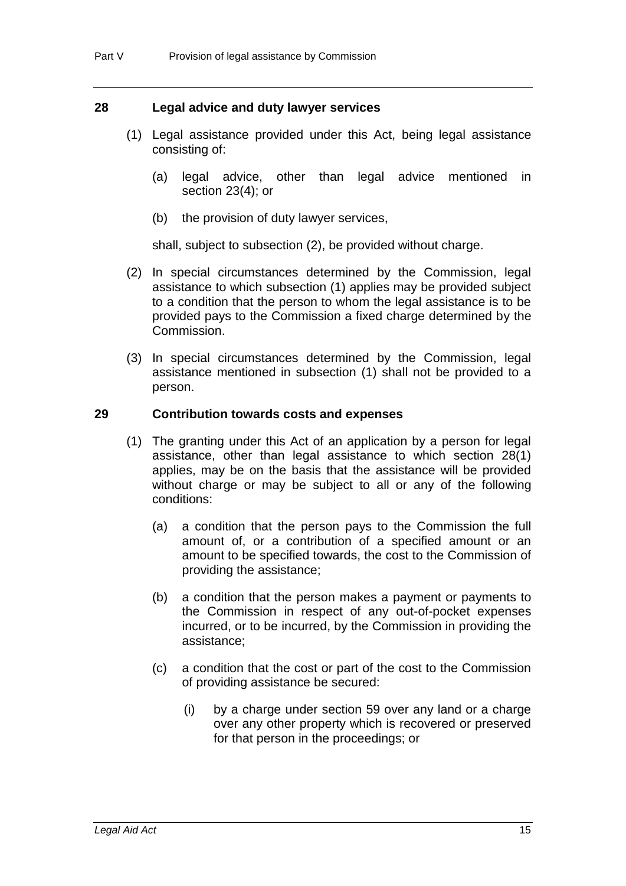### 28 Legal advice and duty lawyer services

(1) Legal assistance provided under this Act, being legal assistance consisting of:

(a) legal advice, other than legal advice mentioned in section 23(4); or

(b) the provision of duty lawyer services,

shall, subject to subsection (2), be provided without charge.

(2) In special circumstances determined by the Commission, legal assistance to which subsection (1) applies may be provided subject to a condition that the person to whom the legal assistance is to be provided pays to the Commission a fixed charge determined by the Commission.

(3) In special circumstances determined by the Commission, legal assistance mentioned in subsection (1) shall not be provided to a person.

### 29 Contribution towards costs and expenses

(1) The granting under this Act of an application by a person for legal assistance, other than legal assistance to which section 28(1) applies, may be on the basis that the assistance will be provided without charge or may be subject to all or any of the following conditions:

(a) a condition that the person pays to the Commission the full amount of, or a contribution of a specified amount or an amount to be specified towards, the cost to the Commission of providing the assistance;

(b) a condition that the person makes a payment or payments to the Commission in respect of any out-of-pocket expenses incurred, or to be incurred, by the Commission in providing the assistance;

(c) a condition that the cost or part of the cost to the Commission of providing assistance be secured:

(i) by a charge under section 59 over any land or a charge over any other property which is recovered or preserved for that person in the proceedings; or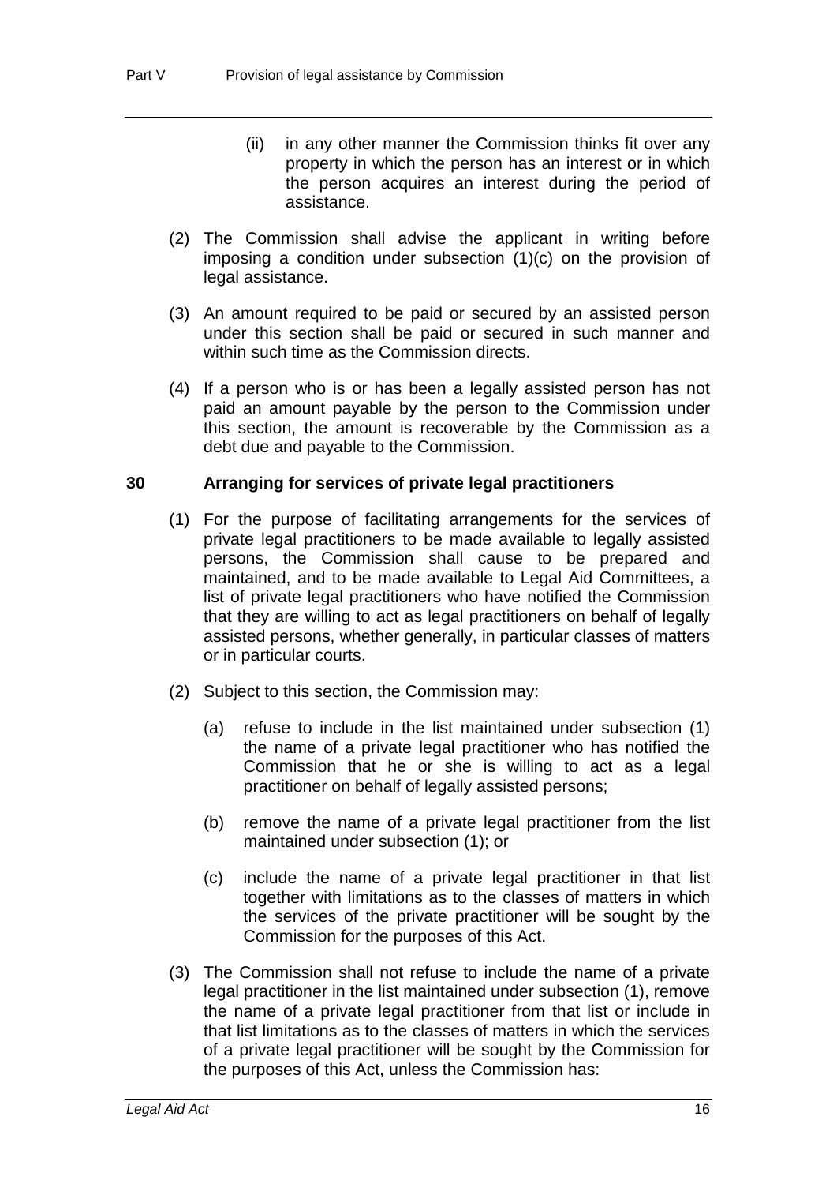(ii) in any other manner the Commission thinks fit over any property in which the person has an interest or in which the person acquires an interest during the period of assistance.

(2) The Commission shall advise the applicant in writing before imposing a condition under subsection (1)(c) on the provision of legal assistance.

(3) An amount required to be paid or secured by an assisted person under this section shall be paid or secured in such manner and within such time as the Commission directs.

(4) If a person who is or has been a legally assisted person has not paid an amount payable by the person to the Commission under this section, the amount is recoverable by the Commission as a debt due and payable to the Commission.

### 30 Arranging for services of private legal practitioners

(1) For the purpose of facilitating arrangements for the services of private legal practitioners to be made available to legally assisted persons, the Commission shall cause to be prepared and maintained, and to be made available to Legal Aid Committees, a list of private legal practitioners who have notified the Commission that they are willing to act as legal practitioners on behalf of legally assisted persons, whether generally, in particular classes of matters or in particular courts.

(2) Subject to this section, the Commission may:

(a) refuse to include in the list maintained under subsection (1) the name of a private legal practitioner who has notified the Commission that he or she is willing to act as a legal practitioner on behalf of legally assisted persons;

(b) remove the name of a private legal practitioner from the list maintained under subsection (1); or

(c) include the name of a private legal practitioner in that list together with limitations as to the classes of matters in which the services of the private practitioner will be sought by the Commission for the purposes of this Act.

(3) The Commission shall not refuse to include the name of a private legal practitioner in the list maintained under subsection (1), remove the name of a private legal practitioner from that list or include in that list limitations as to the classes of matters in which the services of a private legal practitioner will be sought by the Commission for the purposes of this Act, unless the Commission has: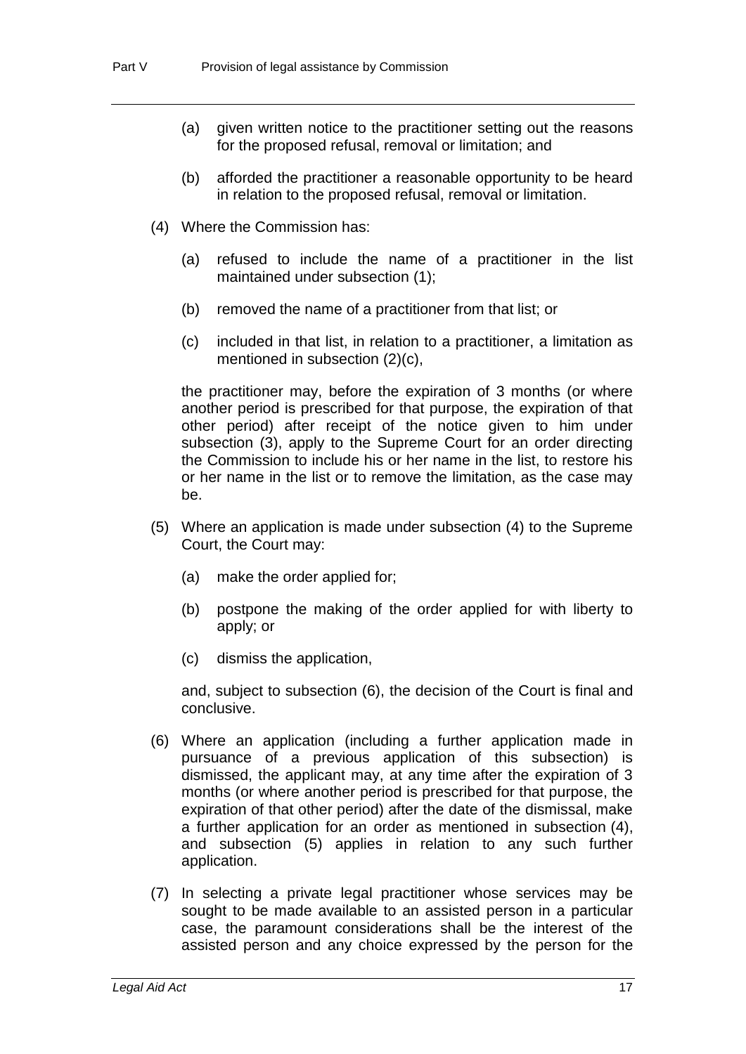(a) given written notice to the practitioner setting out the reasons for the proposed refusal, removal or limitation; and

(b) afforded the practitioner a reasonable opportunity to be heard in relation to the proposed refusal, removal or limitation.

(4) Where the Commission has:

(a) refused to include the name of a practitioner in the list maintained under subsection (1);

(b) removed the name of a practitioner from that list; or

(c) included in that list, in relation to a practitioner, a limitation as mentioned in subsection (2)(c),

the practitioner may, before the expiration of 3 months (or where another period is prescribed for that purpose, the expiration of that other period) after receipt of the notice given to him under subsection (3), apply to the Supreme Court for an order directing the Commission to include his or her name in the list, to restore his or her name in the list or to remove the limitation, as the case may be.

(5) Where an application is made under subsection (4) to the Supreme Court, the Court may:

(a) make the order applied for;

(b) postpone the making of the order applied for with liberty to apply; or

(c) dismiss the application,

and, subject to subsection (6), the decision of the Court is final and conclusive.

(6) Where an application (including a further application made in pursuance of a previous application of this subsection) is dismissed, the applicant may, at any time after the expiration of 3 months (or where another period is prescribed for that purpose, the expiration of that other period) after the date of the dismissal, make a further application for an order as mentioned in subsection (4), and subsection (5) applies in relation to any such further application.

(7) In selecting a private legal practitioner whose services may be sought to be made available to an assisted person in a particular case, the paramount considerations shall be the interest of the assisted person and any choice expressed by the person for the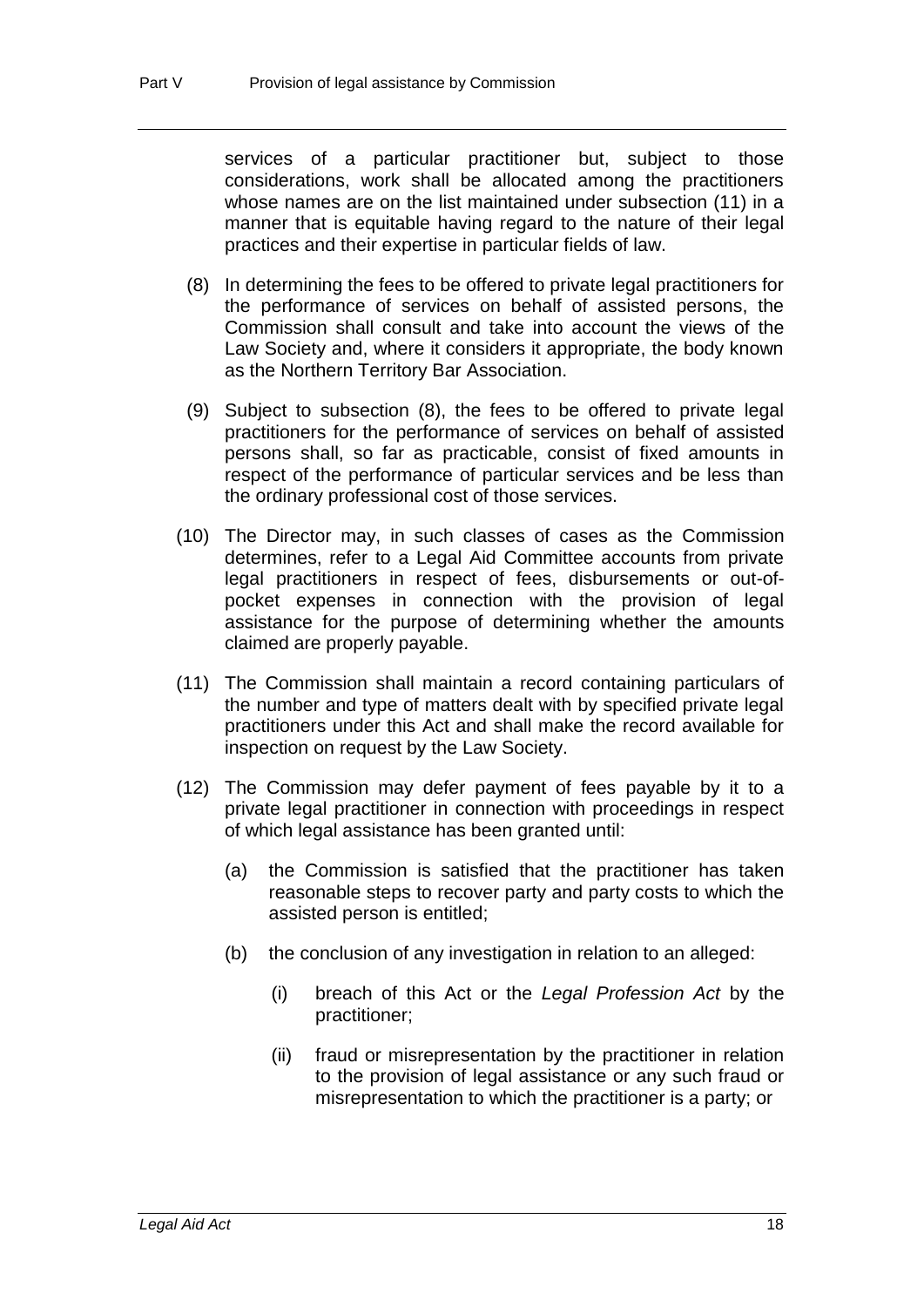services of a particular practitioner but, subject to those considerations, work shall be allocated among the practitioners whose names are on the list maintained under subsection (11) in a manner that is equitable having regard to the nature of their legal practices and their expertise in particular fields of law.

(8) In determining the fees to be offered to private legal practitioners for the performance of services on behalf of assisted persons, the Commission shall consult and take into account the views of the Law Society and, where it considers it appropriate, the body known as the Northern Territory Bar Association.

(9) Subject to subsection (8), the fees to be offered to private legal practitioners for the performance of services on behalf of assisted persons shall, so far as practicable, consist of fixed amounts in respect of the performance of particular services and be less than the ordinary professional cost of those services.

(10) The Director may, in such classes of cases as the Commission determines, refer to a Legal Aid Committee accounts from private legal practitioners in respect of fees, disbursements or out-of-pocket expenses in connection with the provision of legal assistance for the purpose of determining whether the amounts claimed are properly payable.

(11) The Commission shall maintain a record containing particulars of the number and type of matters dealt with by specified private legal practitioners under this Act and shall make the record available for inspection on request by the Law Society.

(12) The Commission may defer payment of fees payable by it to a private legal practitioner in connection with proceedings in respect of which legal assistance has been granted until:

(a) the Commission is satisfied that the practitioner has taken reasonable steps to recover party and party costs to which the assisted person is entitled;

(b) the conclusion of any investigation in relation to an alleged:

(i) breach of this Act or the *Legal Profession Act* by the practitioner;

(ii) fraud or misrepresentation by the practitioner in relation to the provision of legal assistance or any such fraud or misrepresentation to which the practitioner is a party; or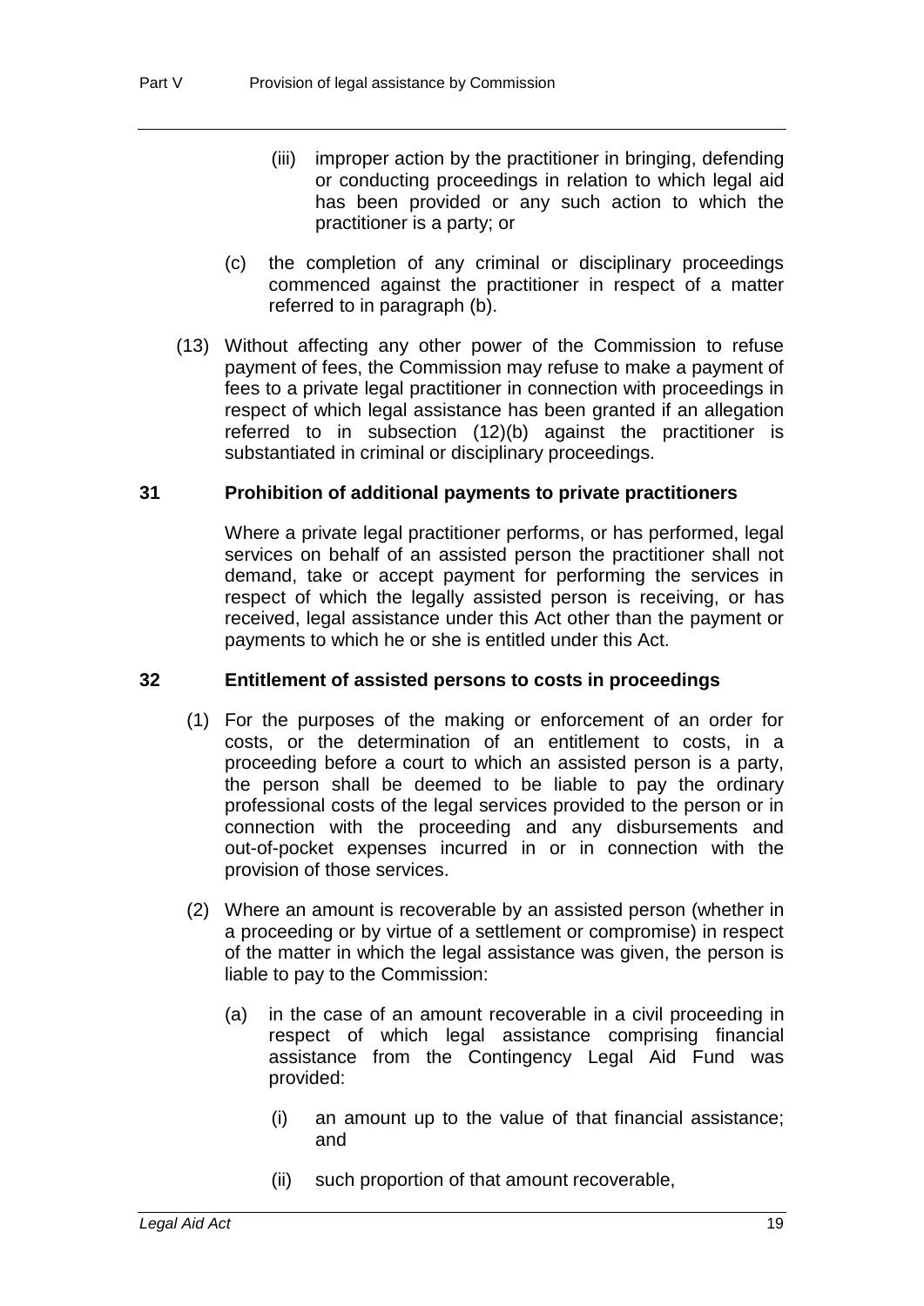(iii) improper action by the practitioner in bringing, defending or conducting proceedings in relation to which legal aid has been provided or any such action to which the practitioner is a party; or

(c) the completion of any criminal or disciplinary proceedings commenced against the practitioner in respect of a matter referred to in paragraph (b).

(13) Without affecting any other power of the Commission to refuse payment of fees, the Commission may refuse to make a payment of fees to a private legal practitioner in connection with proceedings in respect of which legal assistance has been granted if an allegation referred to in subsection (12)(b) against the practitioner is substantiated in criminal or disciplinary proceedings.

### 31 Prohibition of additional payments to private practitioners

Where a private legal practitioner performs, or has performed, legal services on behalf of an assisted person the practitioner shall not demand, take or accept payment for performing the services in respect of which the legally assisted person is receiving, or has received, legal assistance under this Act other than the payment or payments to which he or she is entitled under this Act.

### 32 Entitlement of assisted persons to costs in proceedings

(1) For the purposes of the making or enforcement of an order for costs, or the determination of an entitlement to costs, in a proceeding before a court to which an assisted person is a party, the person shall be deemed to be liable to pay the ordinary professional costs of the legal services provided to the person or in connection with the proceeding and any disbursements and out-of-pocket expenses incurred in or in connection with the provision of those services.

(2) Where an amount is recoverable by an assisted person (whether in a proceeding or by virtue of a settlement or compromise) in respect of the matter in which the legal assistance was given, the person is liable to pay to the Commission:

(a) in the case of an amount recoverable in a civil proceeding in respect of which legal assistance comprising financial assistance from the Contingency Legal Aid Fund was provided:

(i) an amount up to the value of that financial assistance; and

(ii) such proportion of that amount recoverable,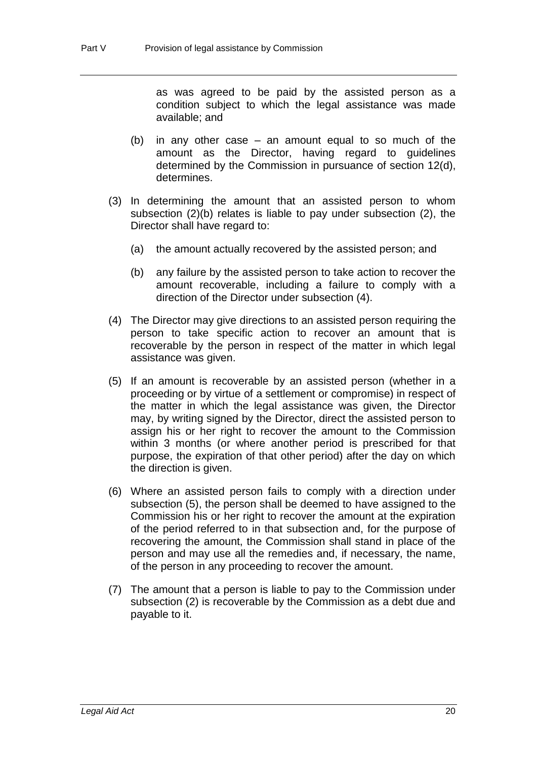as was agreed to be paid by the assisted person as a condition subject to which the legal assistance was made available; and

(b) in any other case – an amount equal to so much of the amount as the Director, having regard to guidelines determined by the Commission in pursuance of section 12(d), determines.

(3) In determining the amount that an assisted person to whom subsection (2)(b) relates is liable to pay under subsection (2), the Director shall have regard to:

(a) the amount actually recovered by the assisted person; and

(b) any failure by the assisted person to take action to recover the amount recoverable, including a failure to comply with a direction of the Director under subsection (4).

(4) The Director may give directions to an assisted person requiring the person to take specific action to recover an amount that is recoverable by the person in respect of the matter in which legal assistance was given.

(5) If an amount is recoverable by an assisted person (whether in a proceeding or by virtue of a settlement or compromise) in respect of the matter in which the legal assistance was given, the Director may, by writing signed by the Director, direct the assisted person to assign his or her right to recover the amount to the Commission within 3 months (or where another period is prescribed for that purpose, the expiration of that other period) after the day on which the direction is given.

(6) Where an assisted person fails to comply with a direction under subsection (5), the person shall be deemed to have assigned to the Commission his or her right to recover the amount at the expiration of the period referred to in that subsection and, for the purpose of recovering the amount, the Commission shall stand in place of the person and may use all the remedies and, if necessary, the name, of the person in any proceeding to recover the amount.

(7) The amount that a person is liable to pay to the Commission under subsection (2) is recoverable by the Commission as a debt due and payable to it.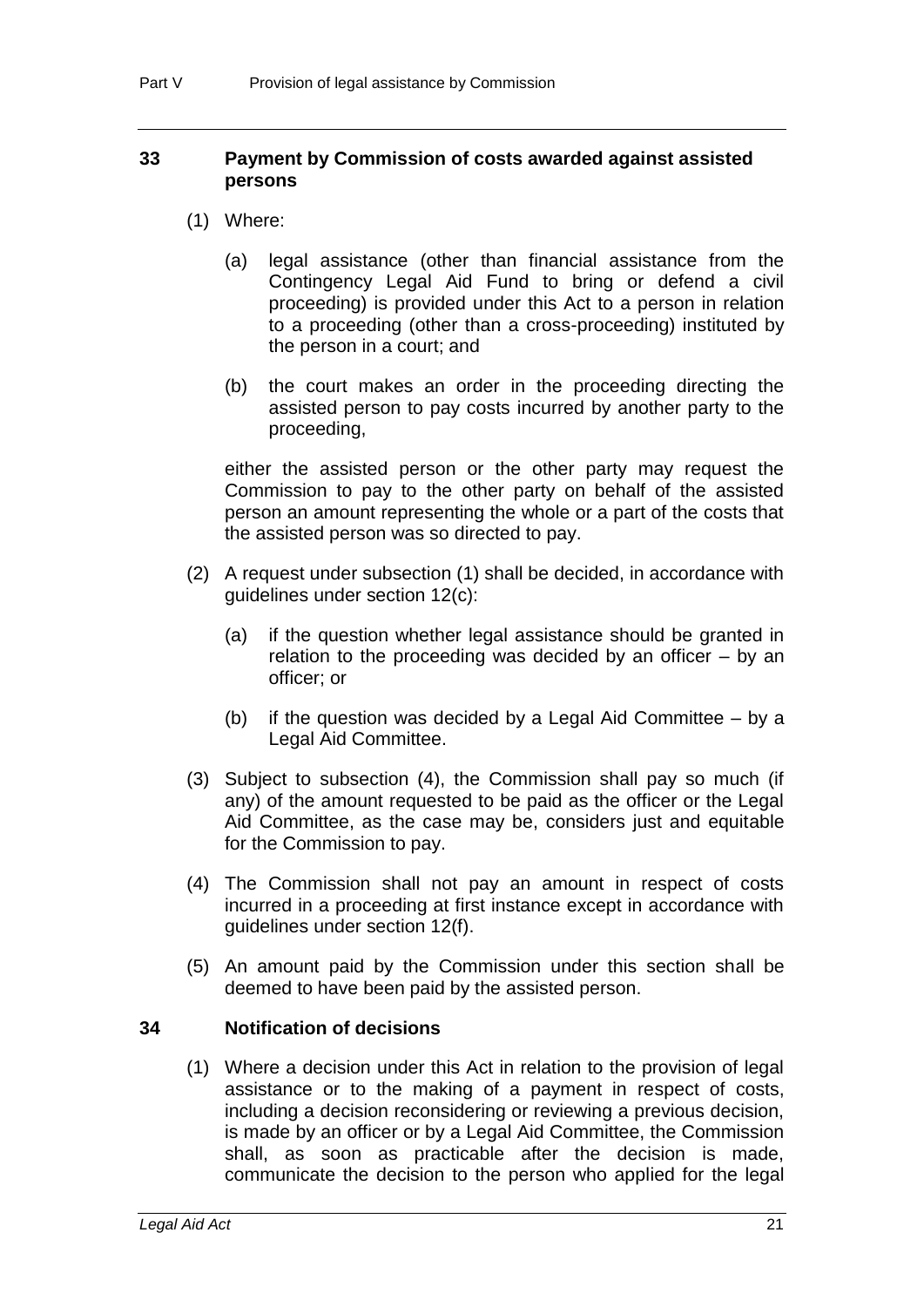## 33 Payment by Commission of costs awarded against assisted persons

(1) Where:

(a) legal assistance (other than financial assistance from the Contingency Legal Aid Fund to bring or defend a civil proceeding) is provided under this Act to a person in relation to a proceeding (other than a cross-proceeding) instituted by the person in a court; and

(b) the court makes an order in the proceeding directing the assisted person to pay costs incurred by another party to the proceeding,

either the assisted person or the other party may request the Commission to pay to the other party on behalf of the assisted person an amount representing the whole or a part of the costs that the assisted person was so directed to pay.

(2) A request under subsection (1) shall be decided, in accordance with guidelines under section 12(c):

(a) if the question whether legal assistance should be granted in relation to the proceeding was decided by an officer – by an officer; or

(b) if the question was decided by a Legal Aid Committee – by a Legal Aid Committee.

(3) Subject to subsection (4), the Commission shall pay so much (if any) of the amount requested to be paid as the officer or the Legal Aid Committee, as the case may be, considers just and equitable for the Commission to pay.

(4) The Commission shall not pay an amount in respect of costs incurred in a proceeding at first instance except in accordance with guidelines under section 12(f).

(5) An amount paid by the Commission under this section shall be deemed to have been paid by the assisted person.

## 34 Notification of decisions

(1) Where a decision under this Act in relation to the provision of legal assistance or to the making of a payment in respect of costs, including a decision reconsidering or reviewing a previous decision, is made by an officer or by a Legal Aid Committee, the Commission shall, as soon as practicable after the decision is made, communicate the decision to the person who applied for the legal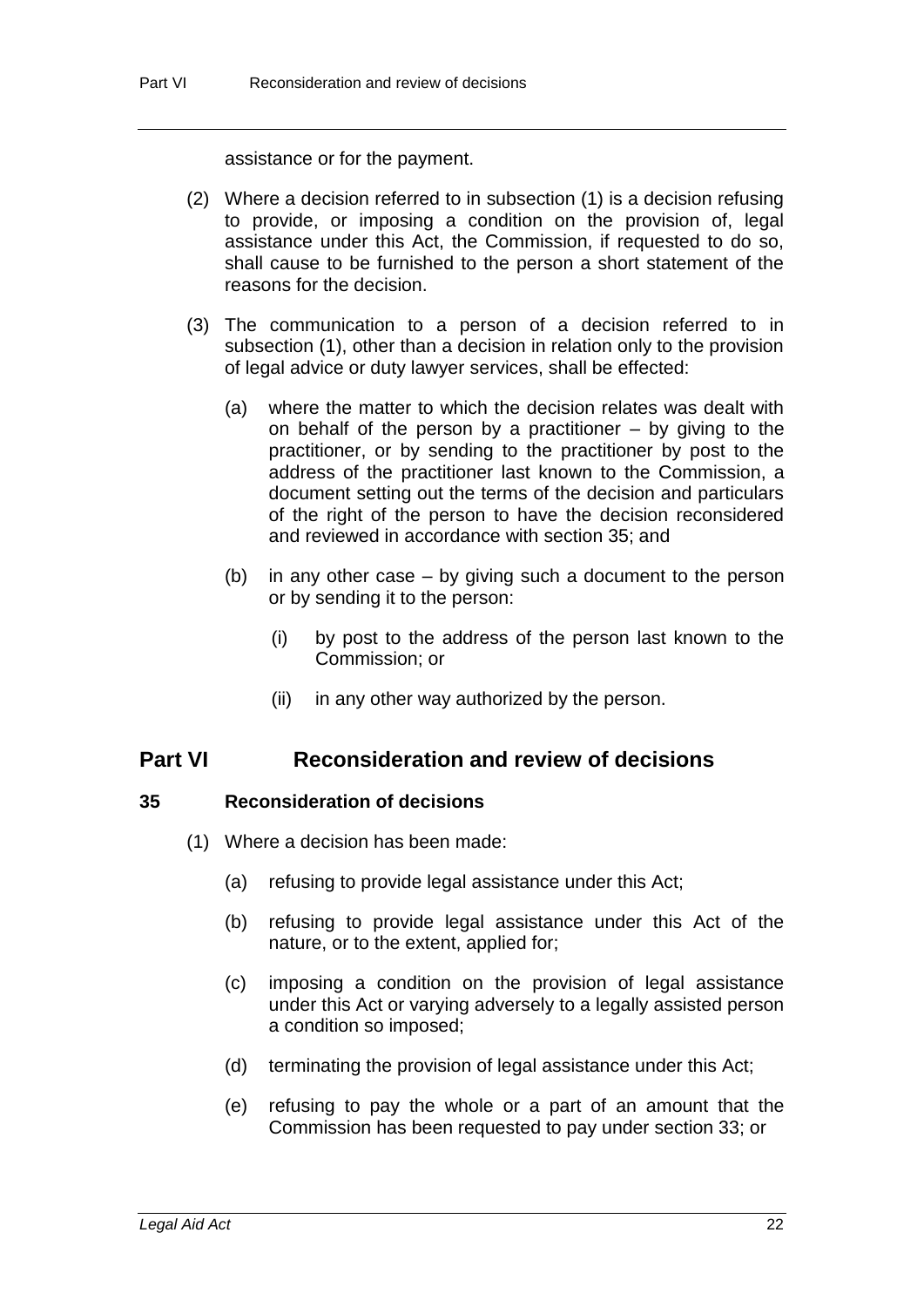assistance or for the payment.

(2) Where a decision referred to in subsection (1) is a decision refusing to provide, or imposing a condition on the provision of, legal assistance under this Act, the Commission, if requested to do so, shall cause to be furnished to the person a short statement of the reasons for the decision.

(3) The communication to a person of a decision referred to in subsection (1), other than a decision in relation only to the provision of legal advice or duty lawyer services, shall be effected:

(a) where the matter to which the decision relates was dealt with on behalf of the person by a practitioner – by giving to the practitioner, or by sending to the practitioner by post to the address of the practitioner last known to the Commission, a document setting out the terms of the decision and particulars of the right of the person to have the decision reconsidered and reviewed in accordance with section 35; and

(b) in any other case – by giving such a document to the person or by sending it to the person:

(i) by post to the address of the person last known to the Commission; or

(ii) in any other way authorized by the person.

## Part VI Reconsideration and review of decisions

### 35 Reconsideration of decisions

(1) Where a decision has been made:

(a) refusing to provide legal assistance under this Act;

(b) refusing to provide legal assistance under this Act of the nature, or to the extent, applied for;

(c) imposing a condition on the provision of legal assistance under this Act or varying adversely to a legally assisted person a condition so imposed;

(d) terminating the provision of legal assistance under this Act;

(e) refusing to pay the whole or a part of an amount that the Commission has been requested to pay under section 33; or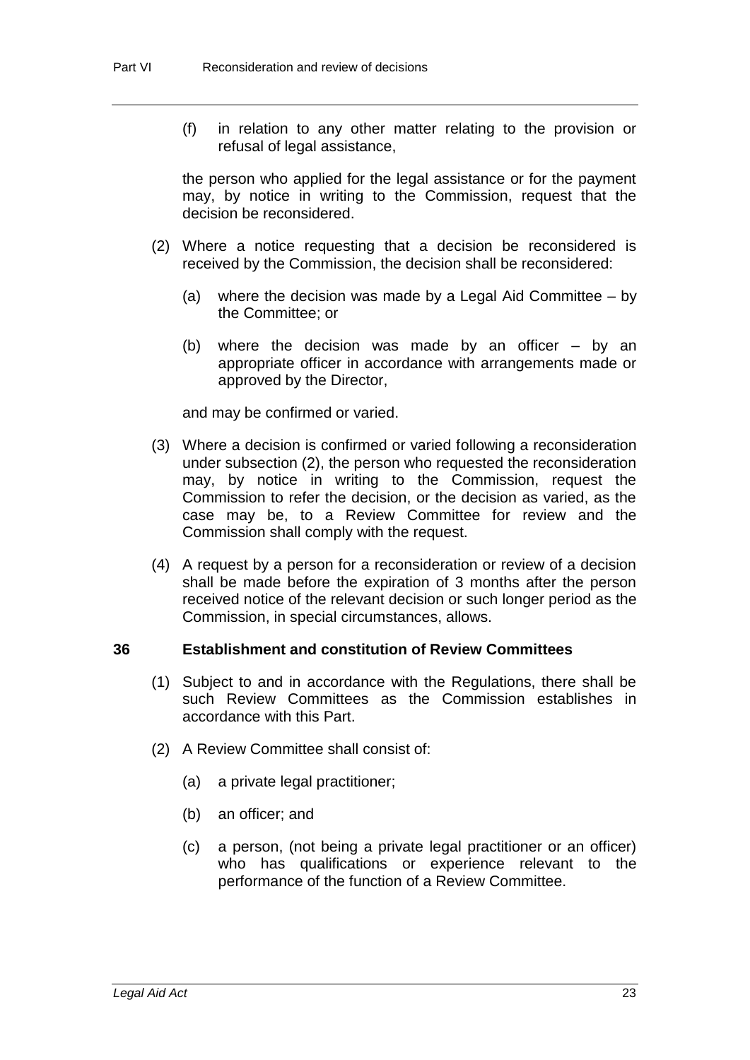(f) in relation to any other matter relating to the provision or refusal of legal assistance,

the person who applied for the legal assistance or for the payment may, by notice in writing to the Commission, request that the decision be reconsidered.

(2) Where a notice requesting that a decision be reconsidered is received by the Commission, the decision shall be reconsidered:

(a) where the decision was made by a Legal Aid Committee – by the Committee; or

(b) where the decision was made by an officer – by an appropriate officer in accordance with arrangements made or approved by the Director,

and may be confirmed or varied.

(3) Where a decision is confirmed or varied following a reconsideration under subsection (2), the person who requested the reconsideration may, by notice in writing to the Commission, request the Commission to refer the decision, or the decision as varied, as the case may be, to a Review Committee for review and the Commission shall comply with the request.

(4) A request by a person for a reconsideration or review of a decision shall be made before the expiration of 3 months after the person received notice of the relevant decision or such longer period as the Commission, in special circumstances, allows.

### 36 Establishment and constitution of Review Committees

(1) Subject to and in accordance with the Regulations, there shall be such Review Committees as the Commission establishes in accordance with this Part.

(2) A Review Committee shall consist of:

(a) a private legal practitioner;

(b) an officer; and

(c) a person, (not being a private legal practitioner or an officer) who has qualifications or experience relevant to the performance of the function of a Review Committee.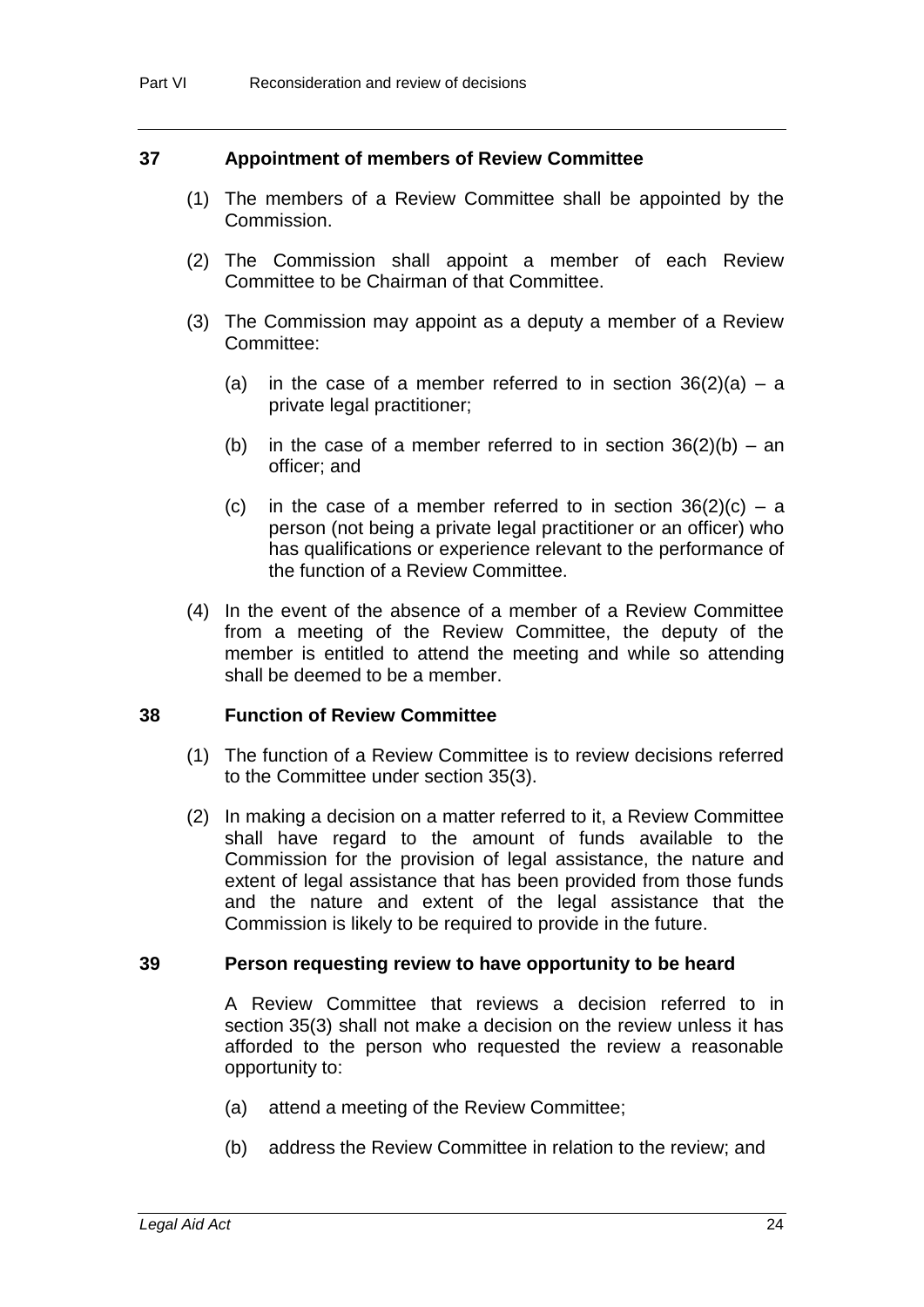## 37 Appointment of members of Review Committee

(1) The members of a Review Committee shall be appointed by the Commission.

(2) The Commission shall appoint a member of each Review Committee to be Chairman of that Committee.

(3) The Commission may appoint as a deputy a member of a Review Committee:

(a) in the case of a member referred to in section 36(2)(a) – a private legal practitioner;

(b) in the case of a member referred to in section 36(2)(b) – an officer; and

(c) in the case of a member referred to in section 36(2)(c) – a person (not being a private legal practitioner or an officer) who has qualifications or experience relevant to the performance of the function of a Review Committee.

(4) In the event of the absence of a member of a Review Committee from a meeting of the Review Committee, the deputy of the member is entitled to attend the meeting and while so attending shall be deemed to be a member.

## 38 Function of Review Committee

(1) The function of a Review Committee is to review decisions referred to the Committee under section 35(3).

(2) In making a decision on a matter referred to it, a Review Committee shall have regard to the amount of funds available to the Commission for the provision of legal assistance, the nature and extent of legal assistance that has been provided from those funds and the nature and extent of the legal assistance that the Commission is likely to be required to provide in the future.

## 39 Person requesting review to have opportunity to be heard

A Review Committee that reviews a decision referred to in section 35(3) shall not make a decision on the review unless it has afforded to the person who requested the review a reasonable opportunity to:

(a) attend a meeting of the Review Committee;

(b) address the Review Committee in relation to the review; and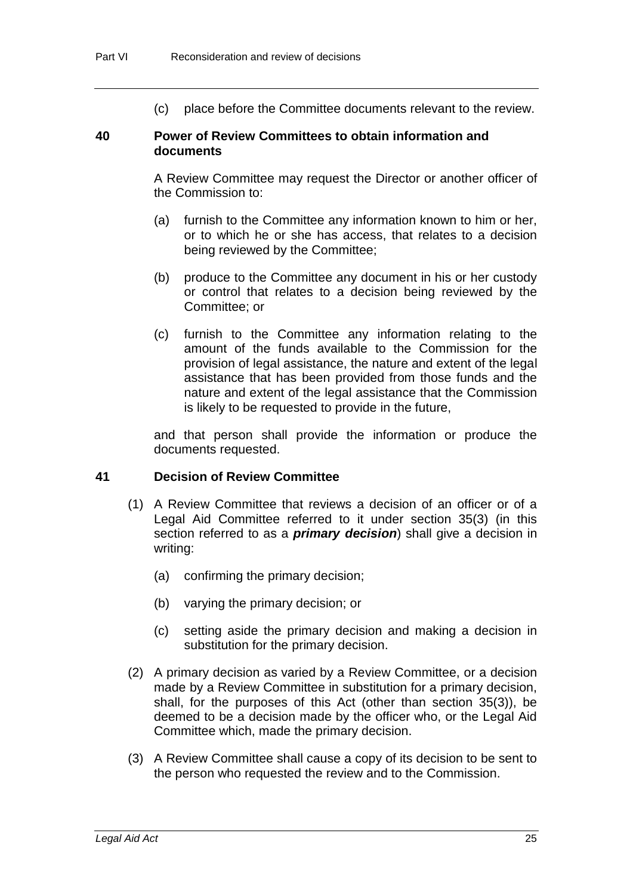(c) place before the Committee documents relevant to the review.

### 40 Power of Review Committees to obtain information and documents

A Review Committee may request the Director or another officer of the Commission to:

(a) furnish to the Committee any information known to him or her, or to which he or she has access, that relates to a decision being reviewed by the Committee;

(b) produce to the Committee any document in his or her custody or control that relates to a decision being reviewed by the Committee; or

(c) furnish to the Committee any information relating to the amount of the funds available to the Commission for the provision of legal assistance, the nature and extent of the legal assistance that has been provided from those funds and the nature and extent of the legal assistance that the Commission is likely to be requested to provide in the future,

and that person shall provide the information or produce the documents requested.

### 41 Decision of Review Committee

(1) A Review Committee that reviews a decision of an officer or of a Legal Aid Committee referred to it under section 35(3) (in this section referred to as a ***primary decision***) shall give a decision in writing:

(a) confirming the primary decision;

(b) varying the primary decision; or

(c) setting aside the primary decision and making a decision in substitution for the primary decision.

(2) A primary decision as varied by a Review Committee, or a decision made by a Review Committee in substitution for a primary decision, shall, for the purposes of this Act (other than section 35(3)), be deemed to be a decision made by the officer who, or the Legal Aid Committee which, made the primary decision.

(3) A Review Committee shall cause a copy of its decision to be sent to the person who requested the review and to the Commission.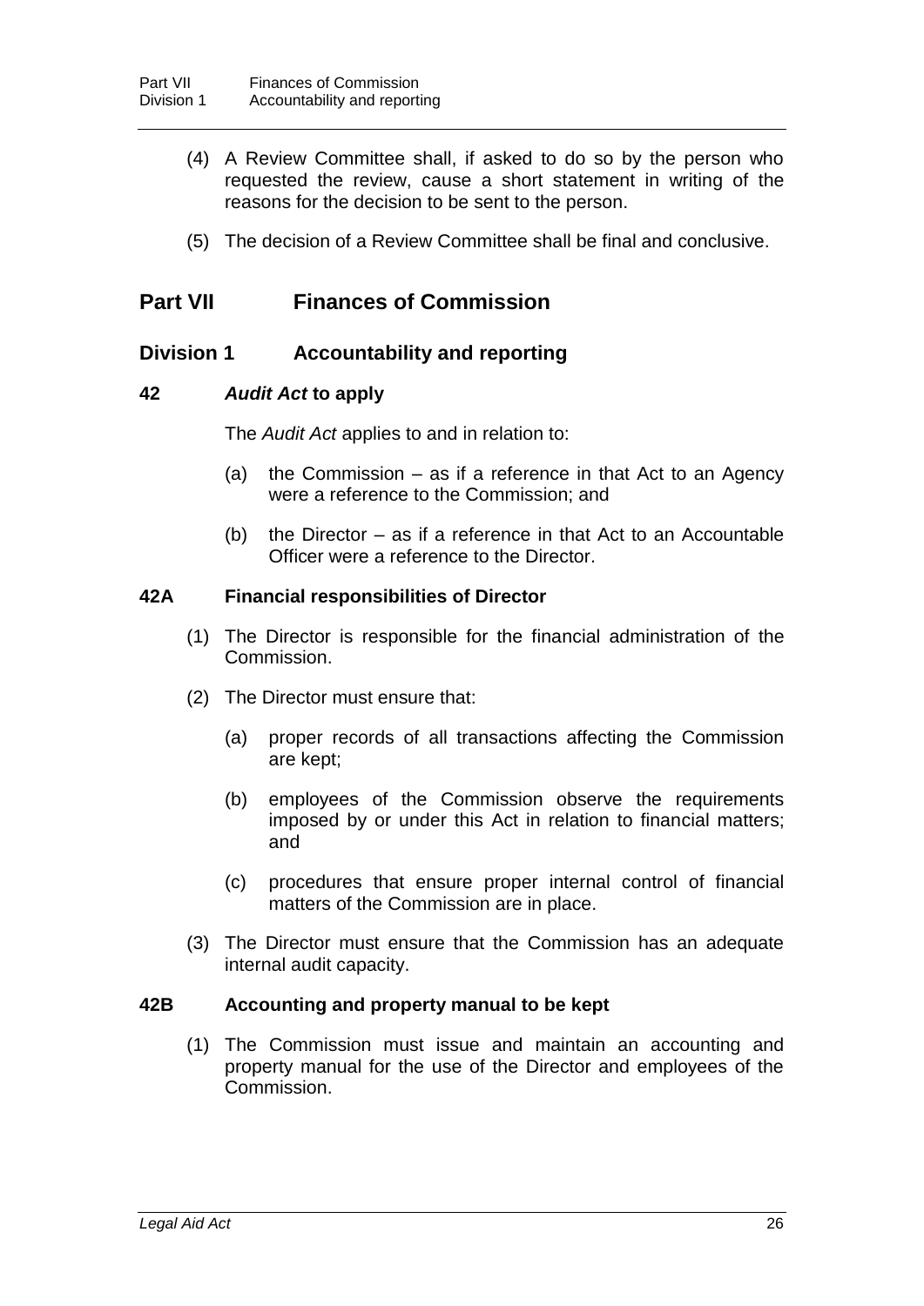(4) A Review Committee shall, if asked to do so by the person who requested the review, cause a short statement in writing of the reasons for the decision to be sent to the person.

(5) The decision of a Review Committee shall be final and conclusive.

## Part VII Finances of Commission

### Division 1 Accountability and reporting

#### 42 *Audit Act* to apply

The *Audit Act* applies to and in relation to:

(a) the Commission – as if a reference in that Act to an Agency were a reference to the Commission; and

(b) the Director – as if a reference in that Act to an Accountable Officer were a reference to the Director.

#### 42A Financial responsibilities of Director

(1) The Director is responsible for the financial administration of the Commission.

(2) The Director must ensure that:

(a) proper records of all transactions affecting the Commission are kept;

(b) employees of the Commission observe the requirements imposed by or under this Act in relation to financial matters; and

(c) procedures that ensure proper internal control of financial matters of the Commission are in place.

(3) The Director must ensure that the Commission has an adequate internal audit capacity.

#### 42B Accounting and property manual to be kept

(1) The Commission must issue and maintain an accounting and property manual for the use of the Director and employees of the Commission.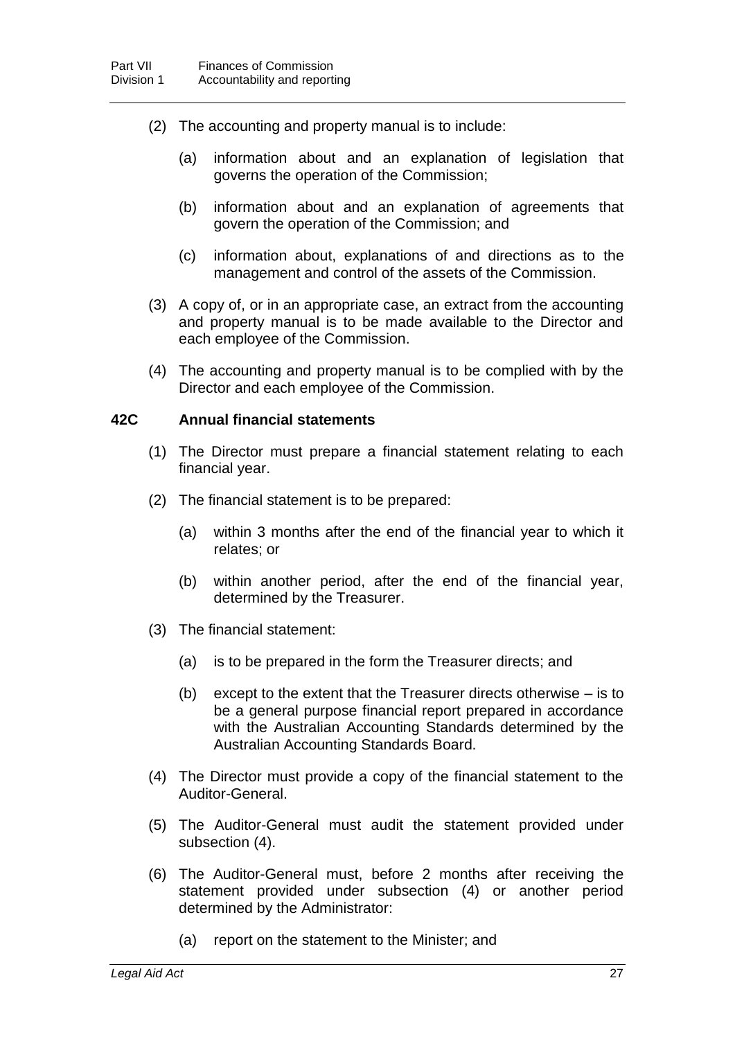(2) The accounting and property manual is to include:

(a) information about and an explanation of legislation that governs the operation of the Commission;

(b) information about and an explanation of agreements that govern the operation of the Commission; and

(c) information about, explanations of and directions as to the management and control of the assets of the Commission.

(3) A copy of, or in an appropriate case, an extract from the accounting and property manual is to be made available to the Director and each employee of the Commission.

(4) The accounting and property manual is to be complied with by the Director and each employee of the Commission.

### 42C Annual financial statements

(1) The Director must prepare a financial statement relating to each financial year.

(2) The financial statement is to be prepared:

(a) within 3 months after the end of the financial year to which it relates; or

(b) within another period, after the end of the financial year, determined by the Treasurer.

(3) The financial statement:

(a) is to be prepared in the form the Treasurer directs; and

(b) except to the extent that the Treasurer directs otherwise – is to be a general purpose financial report prepared in accordance with the Australian Accounting Standards determined by the Australian Accounting Standards Board.

(4) The Director must provide a copy of the financial statement to the Auditor-General.

(5) The Auditor-General must audit the statement provided under subsection (4).

(6) The Auditor-General must, before 2 months after receiving the statement provided under subsection (4) or another period determined by the Administrator:

(a) report on the statement to the Minister; and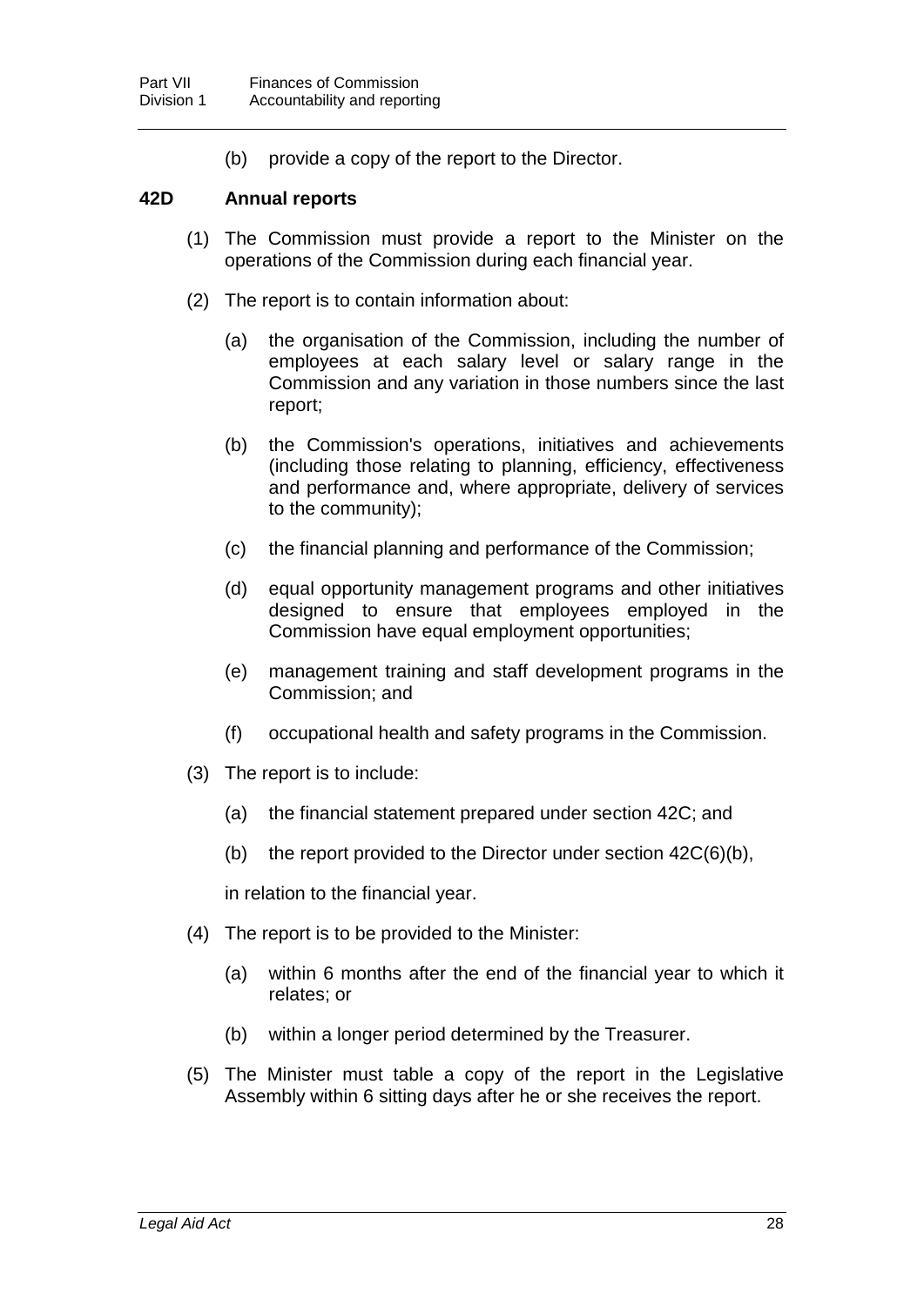(b) provide a copy of the report to the Director.

### 42D Annual reports

(1) The Commission must provide a report to the Minister on the operations of the Commission during each financial year.

(2) The report is to contain information about:

(a) the organisation of the Commission, including the number of employees at each salary level or salary range in the Commission and any variation in those numbers since the last report;

(b) the Commission's operations, initiatives and achievements (including those relating to planning, efficiency, effectiveness and performance and, where appropriate, delivery of services to the community);

(c) the financial planning and performance of the Commission;

(d) equal opportunity management programs and other initiatives designed to ensure that employees employed in the Commission have equal employment opportunities;

(e) management training and staff development programs in the Commission; and

(f) occupational health and safety programs in the Commission.

(3) The report is to include:

(a) the financial statement prepared under section 42C; and

(b) the report provided to the Director under section 42C(6)(b),

in relation to the financial year.

(4) The report is to be provided to the Minister:

(a) within 6 months after the end of the financial year to which it relates; or

(b) within a longer period determined by the Treasurer.

(5) The Minister must table a copy of the report in the Legislative Assembly within 6 sitting days after he or she receives the report.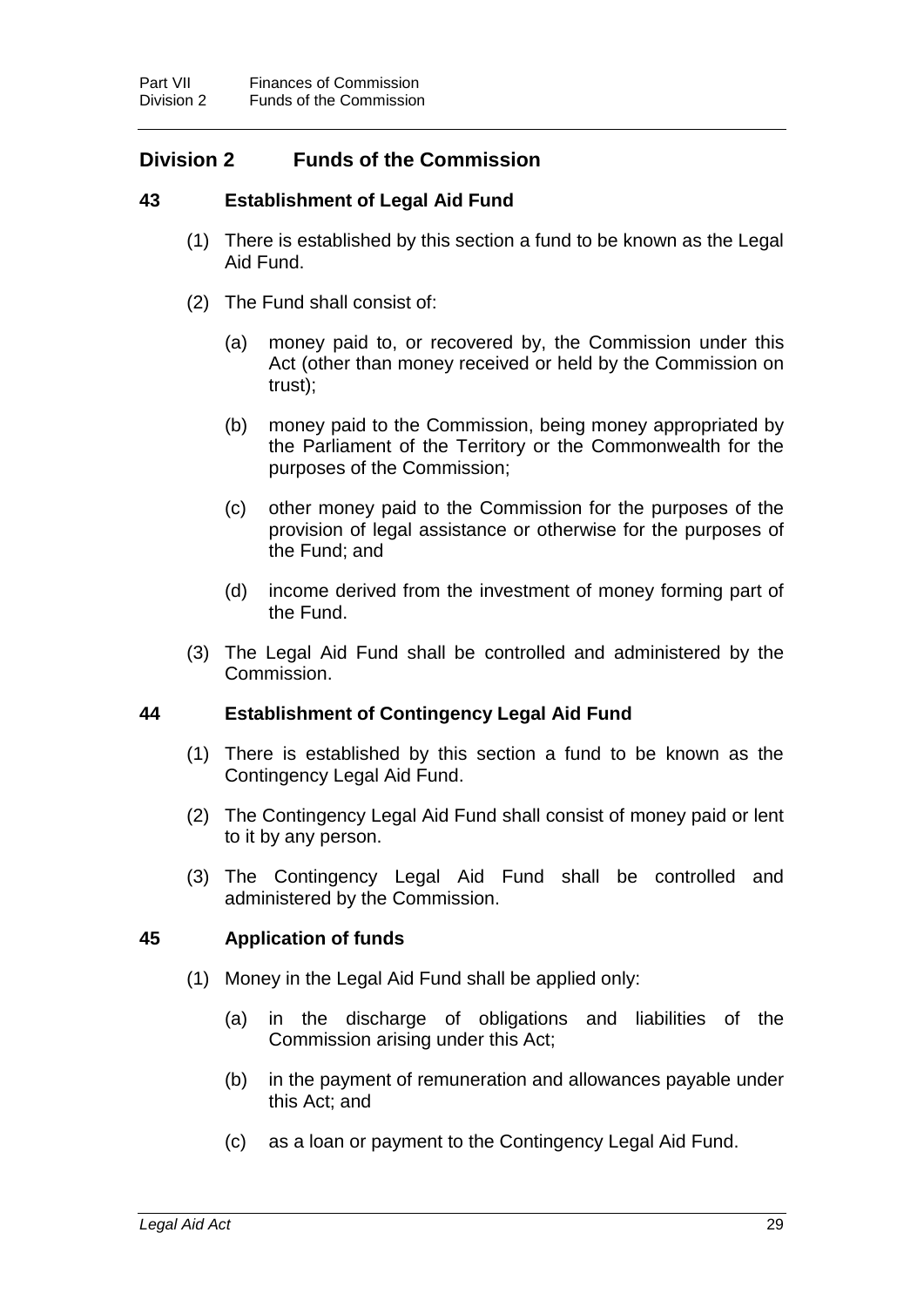## Division 2 Funds of the Commission

### 43 Establishment of Legal Aid Fund

(1) There is established by this section a fund to be known as the Legal Aid Fund.

(2) The Fund shall consist of:

(a) money paid to, or recovered by, the Commission under this Act (other than money received or held by the Commission on trust);

(b) money paid to the Commission, being money appropriated by the Parliament of the Territory or the Commonwealth for the purposes of the Commission;

(c) other money paid to the Commission for the purposes of the provision of legal assistance or otherwise for the purposes of the Fund; and

(d) income derived from the investment of money forming part of the Fund.

(3) The Legal Aid Fund shall be controlled and administered by the Commission.

### 44 Establishment of Contingency Legal Aid Fund

(1) There is established by this section a fund to be known as the Contingency Legal Aid Fund.

(2) The Contingency Legal Aid Fund shall consist of money paid or lent to it by any person.

(3) The Contingency Legal Aid Fund shall be controlled and administered by the Commission.

### 45 Application of funds

(1) Money in the Legal Aid Fund shall be applied only:

(a) in the discharge of obligations and liabilities of the Commission arising under this Act;

(b) in the payment of remuneration and allowances payable under this Act; and

(c) as a loan or payment to the Contingency Legal Aid Fund.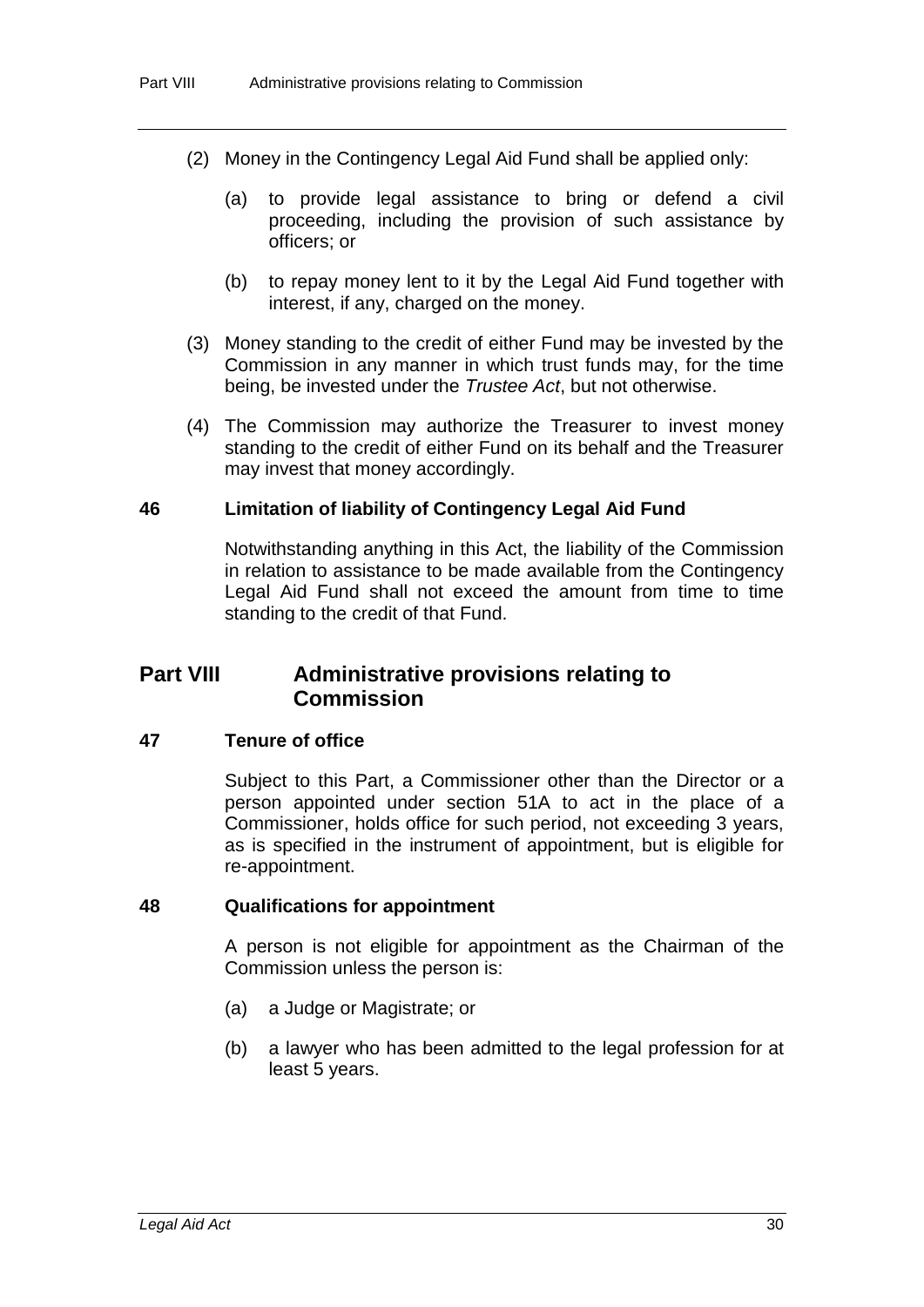(2) Money in the Contingency Legal Aid Fund shall be applied only:

(a) to provide legal assistance to bring or defend a civil proceeding, including the provision of such assistance by officers; or

(b) to repay money lent to it by the Legal Aid Fund together with interest, if any, charged on the money.

(3) Money standing to the credit of either Fund may be invested by the Commission in any manner in which trust funds may, for the time being, be invested under the *Trustee Act*, but not otherwise.

(4) The Commission may authorize the Treasurer to invest money standing to the credit of either Fund on its behalf and the Treasurer may invest that money accordingly.

### 46 Limitation of liability of Contingency Legal Aid Fund

Notwithstanding anything in this Act, the liability of the Commission in relation to assistance to be made available from the Contingency Legal Aid Fund shall not exceed the amount from time to time standing to the credit of that Fund.

## Part VIII Administrative provisions relating to Commission

### 47 Tenure of office

Subject to this Part, a Commissioner other than the Director or a person appointed under section 51A to act in the place of a Commissioner, holds office for such period, not exceeding 3 years, as is specified in the instrument of appointment, but is eligible for re-appointment.

### 48 Qualifications for appointment

A person is not eligible for appointment as the Chairman of the Commission unless the person is:

(a) a Judge or Magistrate; or

(b) a lawyer who has been admitted to the legal profession for at least 5 years.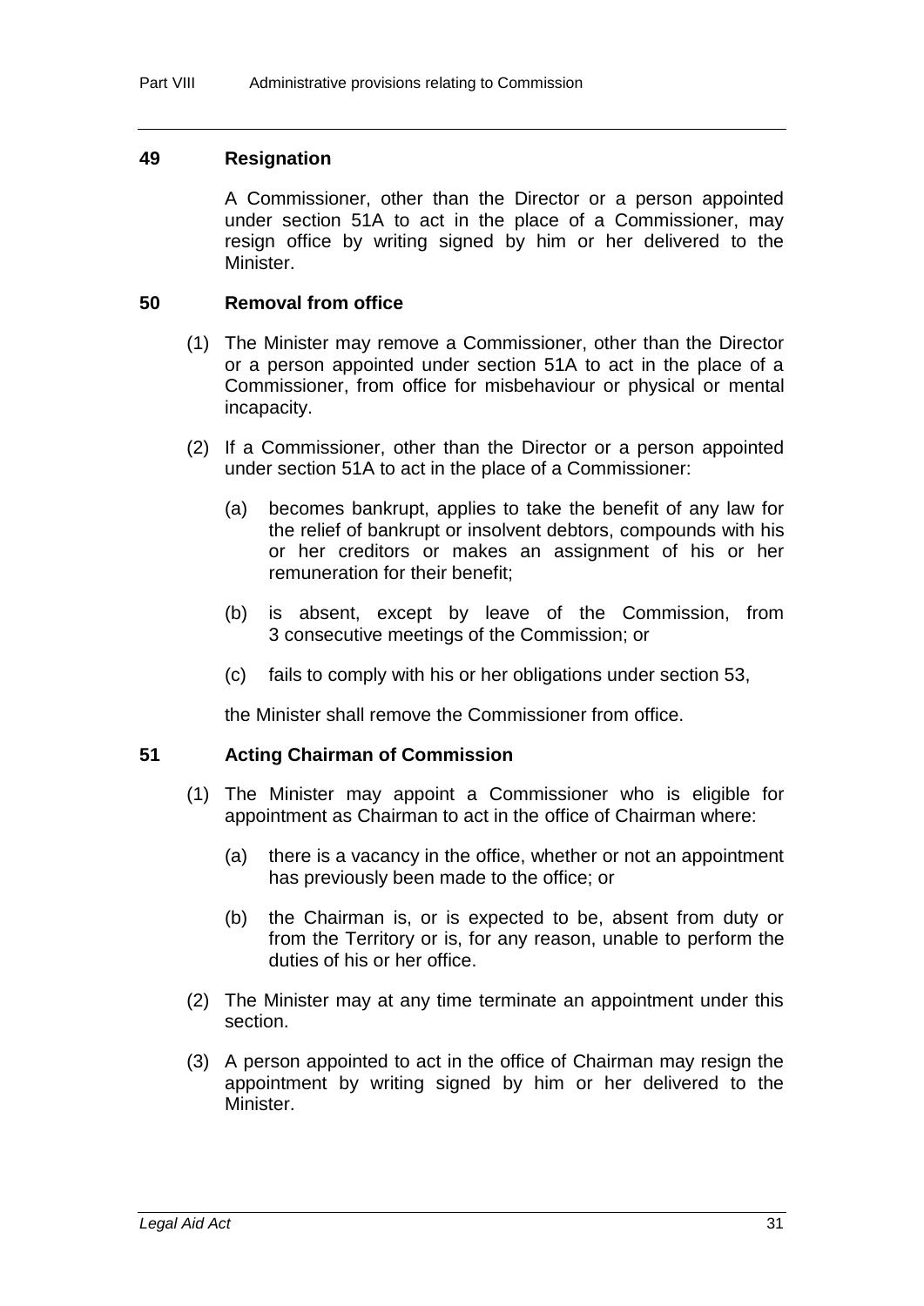### 49 Resignation

A Commissioner, other than the Director or a person appointed under section 51A to act in the place of a Commissioner, may resign office by writing signed by him or her delivered to the Minister.

### 50 Removal from office

(1) The Minister may remove a Commissioner, other than the Director or a person appointed under section 51A to act in the place of a Commissioner, from office for misbehaviour or physical or mental incapacity.

(2) If a Commissioner, other than the Director or a person appointed under section 51A to act in the place of a Commissioner:

(a) becomes bankrupt, applies to take the benefit of any law for the relief of bankrupt or insolvent debtors, compounds with his or her creditors or makes an assignment of his or her remuneration for their benefit;

(b) is absent, except by leave of the Commission, from 3 consecutive meetings of the Commission; or

(c) fails to comply with his or her obligations under section 53,

the Minister shall remove the Commissioner from office.

### 51 Acting Chairman of Commission

(1) The Minister may appoint a Commissioner who is eligible for appointment as Chairman to act in the office of Chairman where:

(a) there is a vacancy in the office, whether or not an appointment has previously been made to the office; or

(b) the Chairman is, or is expected to be, absent from duty or from the Territory or is, for any reason, unable to perform the duties of his or her office.

(2) The Minister may at any time terminate an appointment under this section.

(3) A person appointed to act in the office of Chairman may resign the appointment by writing signed by him or her delivered to the Minister.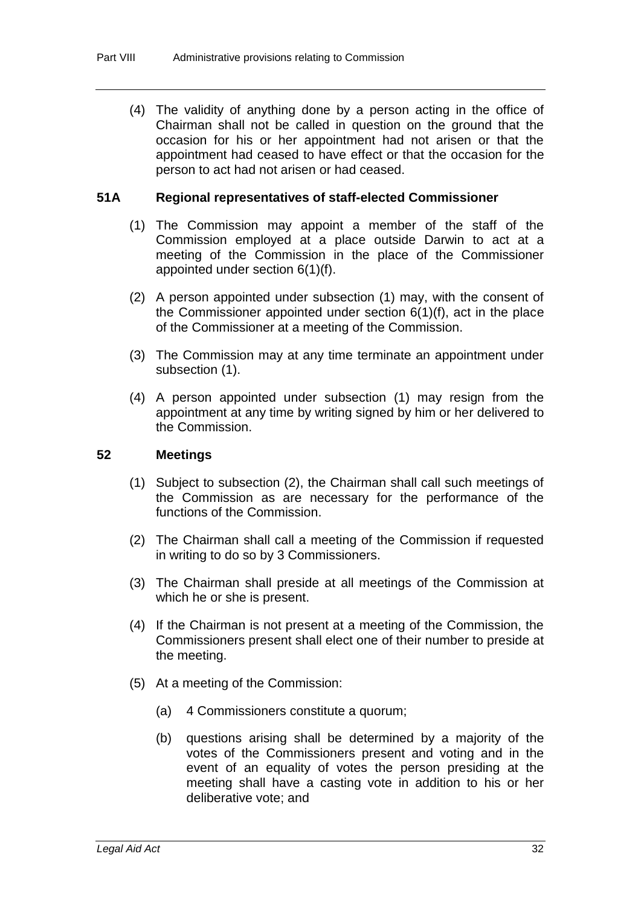(4) The validity of anything done by a person acting in the office of Chairman shall not be called in question on the ground that the occasion for his or her appointment had not arisen or that the appointment had ceased to have effect or that the occasion for the person to act had not arisen or had ceased.

### 51A Regional representatives of staff-elected Commissioner

(1) The Commission may appoint a member of the staff of the Commission employed at a place outside Darwin to act at a meeting of the Commission in the place of the Commissioner appointed under section 6(1)(f).

(2) A person appointed under subsection (1) may, with the consent of the Commissioner appointed under section 6(1)(f), act in the place of the Commissioner at a meeting of the Commission.

(3) The Commission may at any time terminate an appointment under subsection (1).

(4) A person appointed under subsection (1) may resign from the appointment at any time by writing signed by him or her delivered to the Commission.

### 52 Meetings

(1) Subject to subsection (2), the Chairman shall call such meetings of the Commission as are necessary for the performance of the functions of the Commission.

(2) The Chairman shall call a meeting of the Commission if requested in writing to do so by 3 Commissioners.

(3) The Chairman shall preside at all meetings of the Commission at which he or she is present.

(4) If the Chairman is not present at a meeting of the Commission, the Commissioners present shall elect one of their number to preside at the meeting.

(5) At a meeting of the Commission:

(a) 4 Commissioners constitute a quorum;

(b) questions arising shall be determined by a majority of the votes of the Commissioners present and voting and in the event of an equality of votes the person presiding at the meeting shall have a casting vote in addition to his or her deliberative vote; and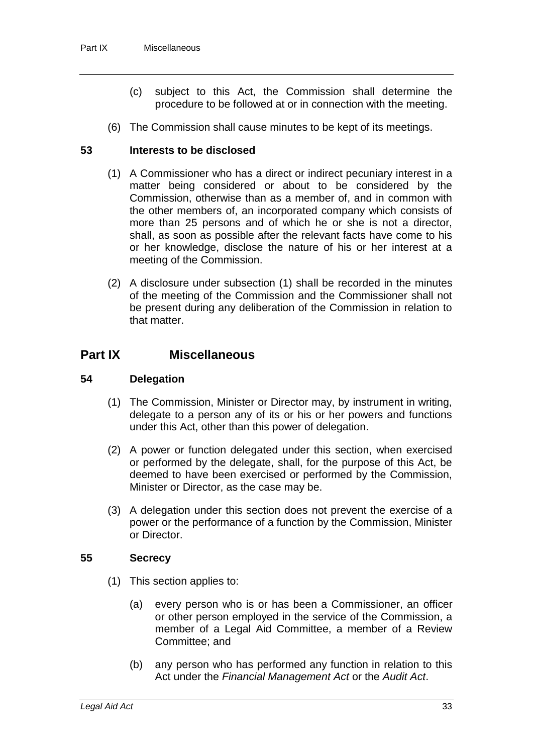(c) subject to this Act, the Commission shall determine the procedure to be followed at or in connection with the meeting.

(6) The Commission shall cause minutes to be kept of its meetings.

### 53 Interests to be disclosed

(1) A Commissioner who has a direct or indirect pecuniary interest in a matter being considered or about to be considered by the Commission, otherwise than as a member of, and in common with the other members of, an incorporated company which consists of more than 25 persons and of which he or she is not a director, shall, as soon as possible after the relevant facts have come to his or her knowledge, disclose the nature of his or her interest at a meeting of the Commission.

(2) A disclosure under subsection (1) shall be recorded in the minutes of the meeting of the Commission and the Commissioner shall not be present during any deliberation of the Commission in relation to that matter.

## Part IX Miscellaneous

### 54 Delegation

(1) The Commission, Minister or Director may, by instrument in writing, delegate to a person any of its or his or her powers and functions under this Act, other than this power of delegation.

(2) A power or function delegated under this section, when exercised or performed by the delegate, shall, for the purpose of this Act, be deemed to have been exercised or performed by the Commission, Minister or Director, as the case may be.

(3) A delegation under this section does not prevent the exercise of a power or the performance of a function by the Commission, Minister or Director.

### 55 Secrecy

(1) This section applies to:

(a) every person who is or has been a Commissioner, an officer or other person employed in the service of the Commission, a member of a Legal Aid Committee, a member of a Review Committee; and

(b) any person who has performed any function in relation to this Act under the *Financial Management Act* or the *Audit Act*.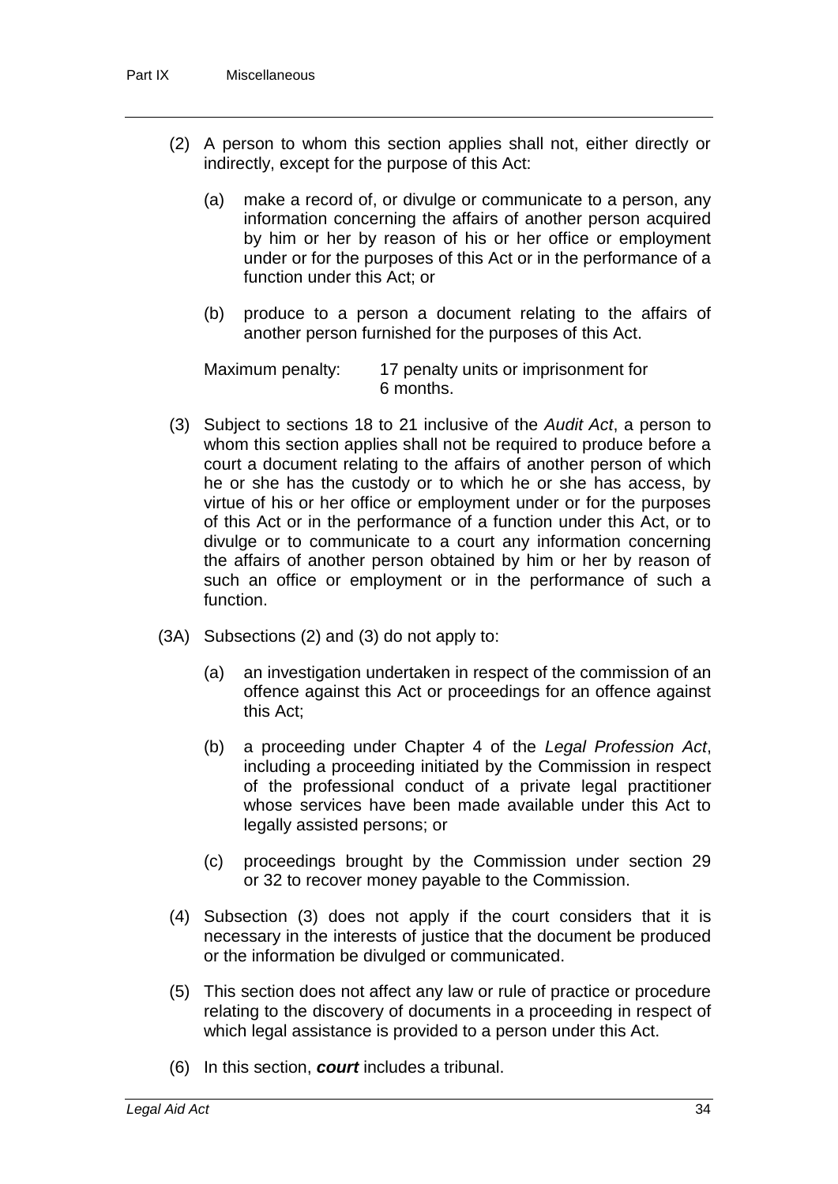(2) A person to whom this section applies shall not, either directly or indirectly, except for the purpose of this Act:

  (a) make a record of, or divulge or communicate to a person, any information concerning the affairs of another person acquired by him or her by reason of his or her office or employment under or for the purposes of this Act or in the performance of a function under this Act; or

  (b) produce to a person a document relating to the affairs of another person furnished for the purposes of this Act.

Maximum penalty: 17 penalty units or imprisonment for 6 months.

(3) Subject to sections 18 to 21 inclusive of the *Audit Act*, a person to whom this section applies shall not be required to produce before a court a document relating to the affairs of another person of which he or she has the custody or to which he or she has access, by virtue of his or her office or employment under or for the purposes of this Act or in the performance of a function under this Act, or to divulge or to communicate to a court any information concerning the affairs of another person obtained by him or her by reason of such an office or employment or in the performance of such a function.

(3A) Subsections (2) and (3) do not apply to:

  (a) an investigation undertaken in respect of the commission of an offence against this Act or proceedings for an offence against this Act;

  (b) a proceeding under Chapter 4 of the *Legal Profession Act*, including a proceeding initiated by the Commission in respect of the professional conduct of a private legal practitioner whose services have been made available under this Act to legally assisted persons; or

  (c) proceedings brought by the Commission under section 29 or 32 to recover money payable to the Commission.

(4) Subsection (3) does not apply if the court considers that it is necessary in the interests of justice that the document be produced or the information be divulged or communicated.

(5) This section does not affect any law or rule of practice or procedure relating to the discovery of documents in a proceeding in respect of which legal assistance is provided to a person under this Act.

(6) In this section, ***court*** includes a tribunal.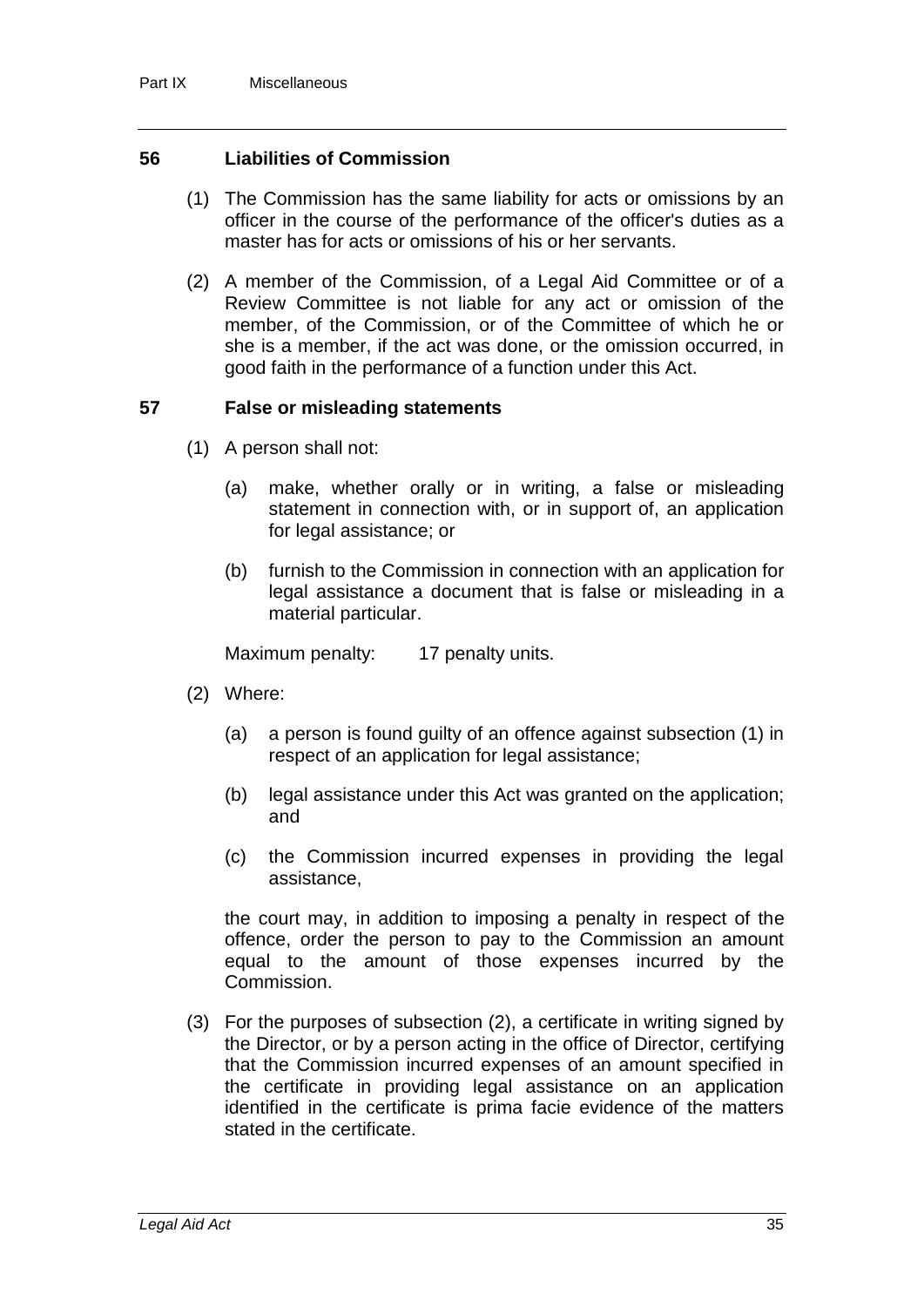## 56 Liabilities of Commission

(1) The Commission has the same liability for acts or omissions by an officer in the course of the performance of the officer's duties as a master has for acts or omissions of his or her servants.

(2) A member of the Commission, of a Legal Aid Committee or of a Review Committee is not liable for any act or omission of the member, of the Commission, or of the Committee of which he or she is a member, if the act was done, or the omission occurred, in good faith in the performance of a function under this Act.

## 57 False or misleading statements

(1) A person shall not:

(a) make, whether orally or in writing, a false or misleading statement in connection with, or in support of, an application for legal assistance; or

(b) furnish to the Commission in connection with an application for legal assistance a document that is false or misleading in a material particular.

Maximum penalty: 17 penalty units.

(2) Where:

(a) a person is found guilty of an offence against subsection (1) in respect of an application for legal assistance;

(b) legal assistance under this Act was granted on the application; and

(c) the Commission incurred expenses in providing the legal assistance,

the court may, in addition to imposing a penalty in respect of the offence, order the person to pay to the Commission an amount equal to the amount of those expenses incurred by the Commission.

(3) For the purposes of subsection (2), a certificate in writing signed by the Director, or by a person acting in the office of Director, certifying that the Commission incurred expenses of an amount specified in the certificate in providing legal assistance on an application identified in the certificate is prima facie evidence of the matters stated in the certificate.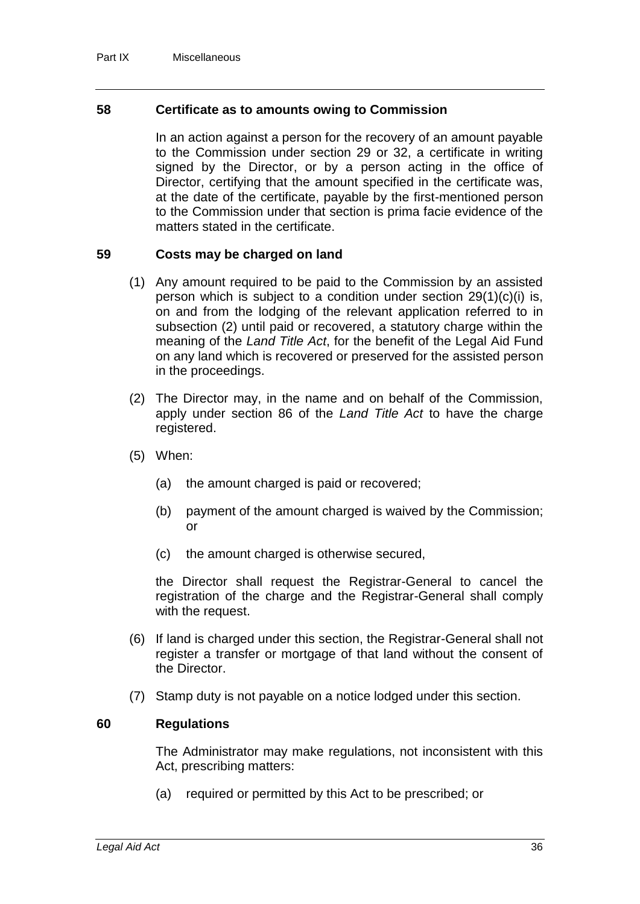### 58 Certificate as to amounts owing to Commission

In an action against a person for the recovery of an amount payable to the Commission under section 29 or 32, a certificate in writing signed by the Director, or by a person acting in the office of Director, certifying that the amount specified in the certificate was, at the date of the certificate, payable by the first-mentioned person to the Commission under that section is prima facie evidence of the matters stated in the certificate.

### 59 Costs may be charged on land

(1) Any amount required to be paid to the Commission by an assisted person which is subject to a condition under section 29(1)(c)(i) is, on and from the lodging of the relevant application referred to in subsection (2) until paid or recovered, a statutory charge within the meaning of the *Land Title Act*, for the benefit of the Legal Aid Fund on any land which is recovered or preserved for the assisted person in the proceedings.

(2) The Director may, in the name and on behalf of the Commission, apply under section 86 of the *Land Title Act* to have the charge registered.

(5) When:

- (a) the amount charged is paid or recovered;
- (b) payment of the amount charged is waived by the Commission; or
- (c) the amount charged is otherwise secured,

the Director shall request the Registrar-General to cancel the registration of the charge and the Registrar-General shall comply with the request.

(6) If land is charged under this section, the Registrar-General shall not register a transfer or mortgage of that land without the consent of the Director.

(7) Stamp duty is not payable on a notice lodged under this section.

### 60 Regulations

The Administrator may make regulations, not inconsistent with this Act, prescribing matters:

- (a) required or permitted by this Act to be prescribed; or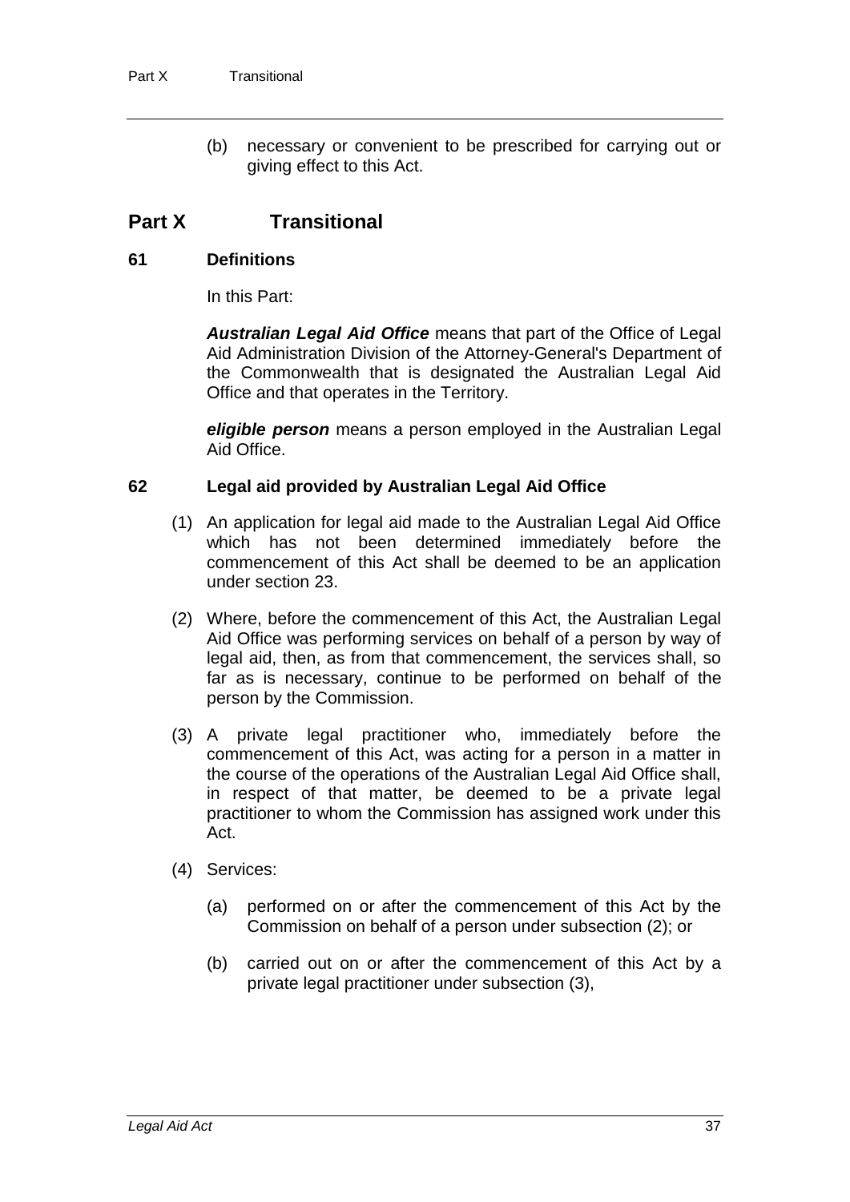(b) necessary or convenient to be prescribed for carrying out or giving effect to this Act.

## Part X Transitional

### 61 Definitions

In this Part:

***Australian Legal Aid Office*** means that part of the Office of Legal Aid Administration Division of the Attorney-General's Department of the Commonwealth that is designated the Australian Legal Aid Office and that operates in the Territory.

***eligible person*** means a person employed in the Australian Legal Aid Office.

### 62 Legal aid provided by Australian Legal Aid Office

(1) An application for legal aid made to the Australian Legal Aid Office which has not been determined immediately before the commencement of this Act shall be deemed to be an application under section 23.

(2) Where, before the commencement of this Act, the Australian Legal Aid Office was performing services on behalf of a person by way of legal aid, then, as from that commencement, the services shall, so far as is necessary, continue to be performed on behalf of the person by the Commission.

(3) A private legal practitioner who, immediately before the commencement of this Act, was acting for a person in a matter in the course of the operations of the Australian Legal Aid Office shall, in respect of that matter, be deemed to be a private legal practitioner to whom the Commission has assigned work under this Act.

(4) Services:

(a) performed on or after the commencement of this Act by the Commission on behalf of a person under subsection (2); or

(b) carried out on or after the commencement of this Act by a private legal practitioner under subsection (3),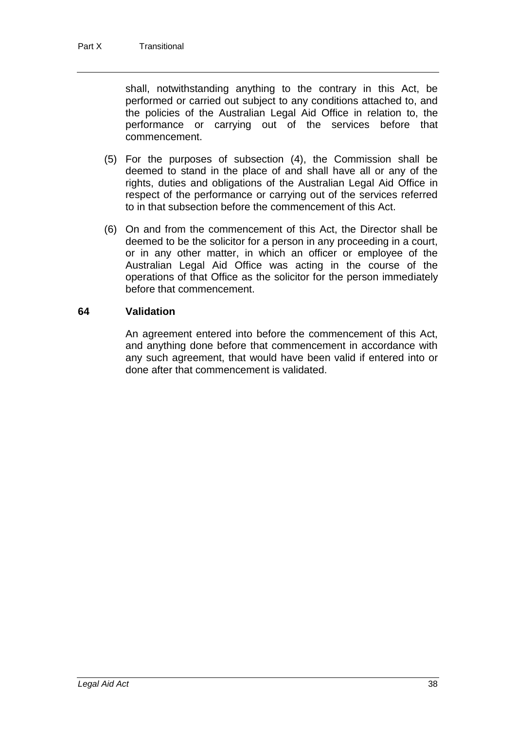shall, notwithstanding anything to the contrary in this Act, be performed or carried out subject to any conditions attached to, and the policies of the Australian Legal Aid Office in relation to, the performance or carrying out of the services before that commencement.

(5) For the purposes of subsection (4), the Commission shall be deemed to stand in the place of and shall have all or any of the rights, duties and obligations of the Australian Legal Aid Office in respect of the performance or carrying out of the services referred to in that subsection before the commencement of this Act.

(6) On and from the commencement of this Act, the Director shall be deemed to be the solicitor for a person in any proceeding in a court, or in any other matter, in which an officer or employee of the Australian Legal Aid Office was acting in the course of the operations of that Office as the solicitor for the person immediately before that commencement.

### 64 Validation

An agreement entered into before the commencement of this Act, and anything done before that commencement in accordance with any such agreement, that would have been valid if entered into or done after that commencement is validated.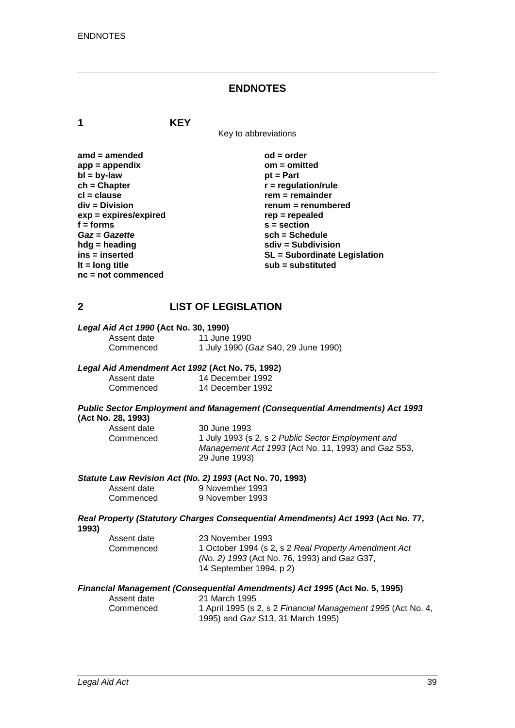# ENDNOTES

## 1 KEY

Key to abbreviations

| | |
|---|---|
| **amd = amended** | **od = order** |
| **app = appendix** | **om = omitted** |
| **bl = by-law** | **pt = Part** |
| **ch = Chapter** | **r = regulation/rule** |
| **cl = clause** | **rem = remainder** |
| **div = Division** | **renum = renumbered** |
| **exp = expires/expired** | **rep = repealed** |
| **f = forms** | **s = section** |
| ***Gaz* = *Gazette*** | **sch = Schedule** |
| **hdg = heading** | **sdiv = Subdivision** |
| **ins = inserted** | **SL = Subordinate Legislation** |
| **lt = long title** | **sub = substituted** |
| **nc = not commenced** | |

## 2 LIST OF LEGISLATION

***Legal Aid Act 1990* (Act No. 30, 1990)**

| | |
|---|---|
| Assent date | 11 June 1990 |
| Commenced | 1 July 1990 (*Gaz* S40, 29 June 1990) |

***Legal Aid Amendment Act 1992* (Act No. 75, 1992)**

| | |
|---|---|
| Assent date | 14 December 1992 |
| Commenced | 14 December 1992 |

***Public Sector Employment and Management (Consequential Amendments) Act 1993* (Act No. 28, 1993)**

| | |
|---|---|
| Assent date | 30 June 1993 |
| Commenced | 1 July 1993 (s 2, s 2 *Public Sector Employment and Management Act 1993* (Act No. 11, 1993) and *Gaz* S53, 29 June 1993) |

***Statute Law Revision Act (No. 2) 1993* (Act No. 70, 1993)**

| | |
|---|---|
| Assent date | 9 November 1993 |
| Commenced | 9 November 1993 |

***Real Property (Statutory Charges Consequential Amendments) Act 1993* (Act No. 77, 1993)**

| | |
|---|---|
| Assent date | 23 November 1993 |
| Commenced | 1 October 1994 (s 2, s 2 *Real Property Amendment Act (No. 2) 1993* (Act No. 76, 1993) and *Gaz* G37, 14 September 1994, p 2) |

***Financial Management (Consequential Amendments) Act 1995* (Act No. 5, 1995)**

| | |
|---|---|
| Assent date | 21 March 1995 |
| Commenced | 1 April 1995 (s 2, s 2 *Financial Management 1995* (Act No. 4, 1995) and *Gaz* S13, 31 March 1995) |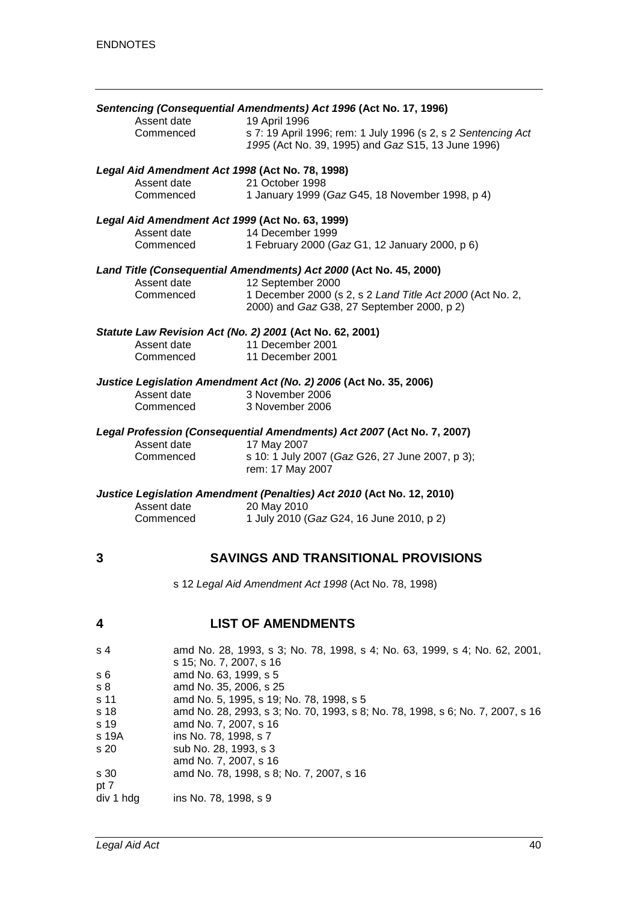***Sentencing (Consequential Amendments) Act 1996* (Act No. 17, 1996)**

| | |
|---|---|
| Assent date | 19 April 1996 |
| Commenced | s 7: 19 April 1996; rem: 1 July 1996 (s 2, s 2 *Sentencing Act 1995* (Act No. 39, 1995) and *Gaz* S15, 13 June 1996) |

***Legal Aid Amendment Act 1998* (Act No. 78, 1998)**

| | |
|---|---|
| Assent date | 21 October 1998 |
| Commenced | 1 January 1999 (*Gaz* G45, 18 November 1998, p 4) |

***Legal Aid Amendment Act 1999* (Act No. 63, 1999)**

| | |
|---|---|
| Assent date | 14 December 1999 |
| Commenced | 1 February 2000 (*Gaz* G1, 12 January 2000, p 6) |

***Land Title (Consequential Amendments) Act 2000* (Act No. 45, 2000)**

| | |
|---|---|
| Assent date | 12 September 2000 |
| Commenced | 1 December 2000 (s 2, s 2 *Land Title Act 2000* (Act No. 2, 2000) and *Gaz* G38, 27 September 2000, p 2) |

***Statute Law Revision Act (No. 2) 2001* (Act No. 62, 2001)**

| | |
|---|---|
| Assent date | 11 December 2001 |
| Commenced | 11 December 2001 |

***Justice Legislation Amendment Act (No. 2) 2006* (Act No. 35, 2006)**

| | |
|---|---|
| Assent date | 3 November 2006 |
| Commenced | 3 November 2006 |

***Legal Profession (Consequential Amendments) Act 2007* (Act No. 7, 2007)**

| | |
|---|---|
| Assent date | 17 May 2007 |
| Commenced | s 10: 1 July 2007 (*Gaz* G26, 27 June 2007, p 3); rem: 17 May 2007 |

***Justice Legislation Amendment (Penalties) Act 2010* (Act No. 12, 2010)**

| | |
|---|---|
| Assent date | 20 May 2010 |
| Commenced | 1 July 2010 (*Gaz* G24, 16 June 2010, p 2) |

## 3 SAVINGS AND TRANSITIONAL PROVISIONS

s 12 *Legal Aid Amendment Act 1998* (Act No. 78, 1998)

## 4 LIST OF AMENDMENTS

| | |
|---|---|
| s 4 | amd No. 28, 1993, s 3; No. 78, 1998, s 4; No. 63, 1999, s 4; No. 62, 2001, s 15; No. 7, 2007, s 16 |
| s 6 | amd No. 63, 1999, s 5 |
| s 8 | amd No. 35, 2006, s 25 |
| s 11 | amd No. 5, 1995, s 19; No. 78, 1998, s 5 |
| s 18 | amd No. 28, 2993, s 3; No. 70, 1993, s 8; No. 78, 1998, s 6; No. 7, 2007, s 16 |
| s 19 | amd No. 7, 2007, s 16 |
| s 19A | ins No. 78, 1998, s 7 |
| s 20 | sub No. 28, 1993, s 3 |
| | amd No. 7, 2007, s 16 |
| s 30 | amd No. 78, 1998, s 8; No. 7, 2007, s 16 |
| pt 7 | |
| div 1 hdg | ins No. 78, 1998, s 9 |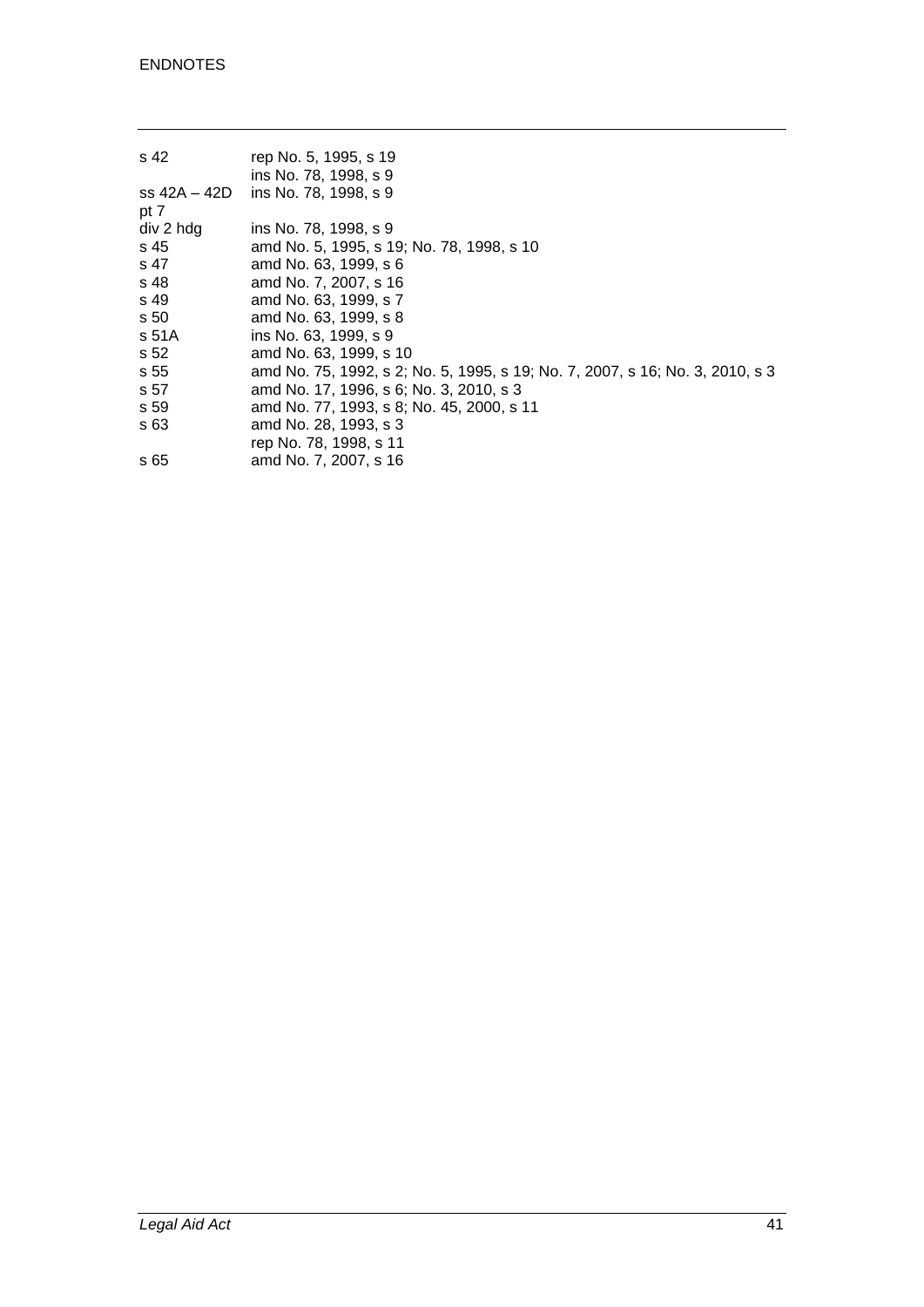| | |
|---|---|
| s 42 | rep No. 5, 1995, s 19 |
| | ins No. 78, 1998, s 9 |
| ss 42A – 42D | ins No. 78, 1998, s 9 |
| pt 7 | |
| div 2 hdg | ins No. 78, 1998, s 9 |
| s 45 | amd No. 5, 1995, s 19; No. 78, 1998, s 10 |
| s 47 | amd No. 63, 1999, s 6 |
| s 48 | amd No. 7, 2007, s 16 |
| s 49 | amd No. 63, 1999, s 7 |
| s 50 | amd No. 63, 1999, s 8 |
| s 51A | ins No. 63, 1999, s 9 |
| s 52 | amd No. 63, 1999, s 10 |
| s 55 | amd No. 75, 1992, s 2; No. 5, 1995, s 19; No. 7, 2007, s 16; No. 3, 2010, s 3 |
| s 57 | amd No. 17, 1996, s 6; No. 3, 2010, s 3 |
| s 59 | amd No. 77, 1993, s 8; No. 45, 2000, s 11 |
| s 63 | amd No. 28, 1993, s 3 |
| | rep No. 78, 1998, s 11 |
| s 65 | amd No. 7, 2007, s 16 |